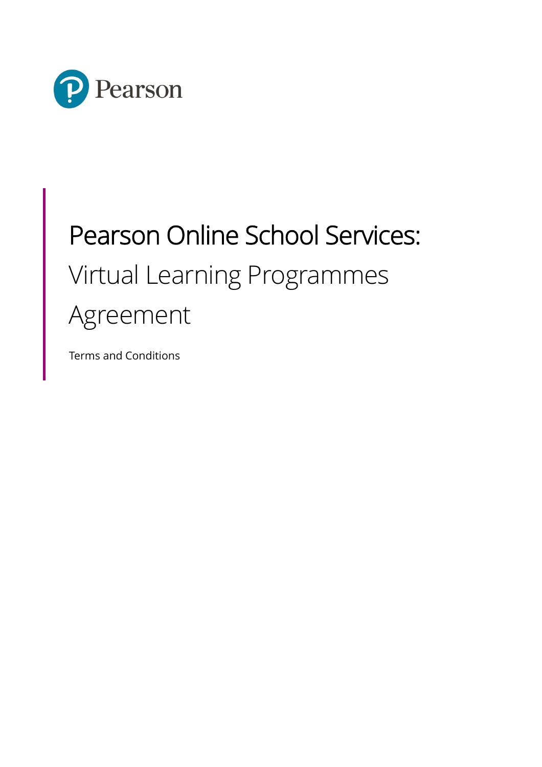Pearson

# Pearson Online School Services:

## Virtual Learning Programmes Agreement

Terms and Conditions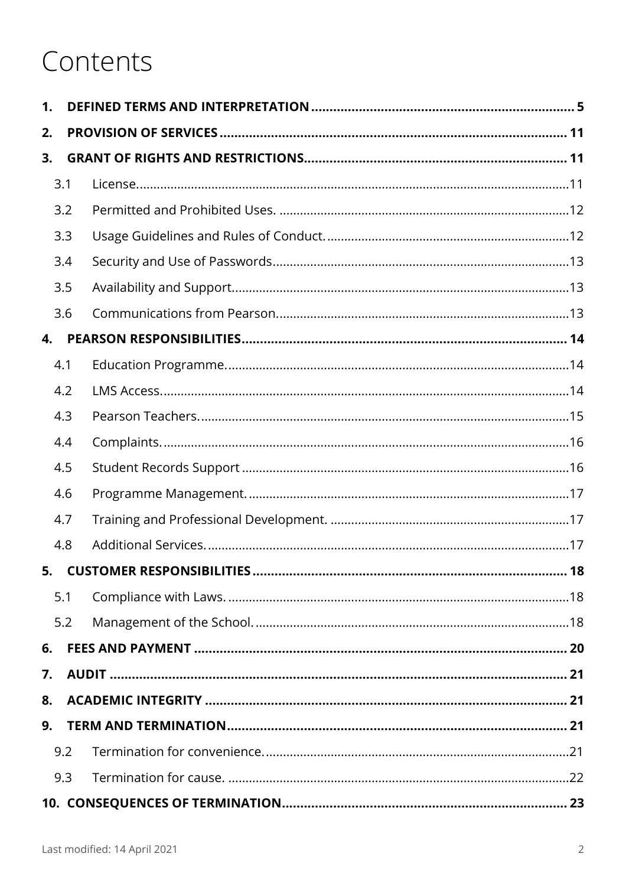# Contents

| | | |
|---|---|---|
| **1.** | **DEFINED TERMS AND INTERPRETATION** | **5** |
| **2.** | **PROVISION OF SERVICES** | **11** |
| **3.** | **GRANT OF RIGHTS AND RESTRICTIONS** | **11** |
| 3.1 | License. | 11 |
| 3.2 | Permitted and Prohibited Uses. | 12 |
| 3.3 | Usage Guidelines and Rules of Conduct. | 12 |
| 3.4 | Security and Use of Passwords | 13 |
| 3.5 | Availability and Support. | 13 |
| 3.6 | Communications from Pearson. | 13 |
| **4.** | **PEARSON RESPONSIBILITIES** | **14** |
| 4.1 | Education Programme. | 14 |
| 4.2 | LMS Access. | 14 |
| 4.3 | Pearson Teachers. | 15 |
| 4.4 | Complaints. | 16 |
| 4.5 | Student Records Support | 16 |
| 4.6 | Programme Management. | 17 |
| 4.7 | Training and Professional Development. | 17 |
| 4.8 | Additional Services. | 17 |
| **5.** | **CUSTOMER RESPONSIBILITIES** | **18** |
| 5.1 | Compliance with Laws. | 18 |
| 5.2 | Management of the School. | 18 |
| **6.** | **FEES AND PAYMENT** | **20** |
| **7.** | **AUDIT** | **21** |
| **8.** | **ACADEMIC INTEGRITY** | **21** |
| **9.** | **TERM AND TERMINATION** | **21** |
| 9.2 | Termination for convenience. | 21 |
| 9.3 | Termination for cause. | 22 |
| **10.** | **CONSEQUENCES OF TERMINATION** | **23** |

Last modified: 14 April 2021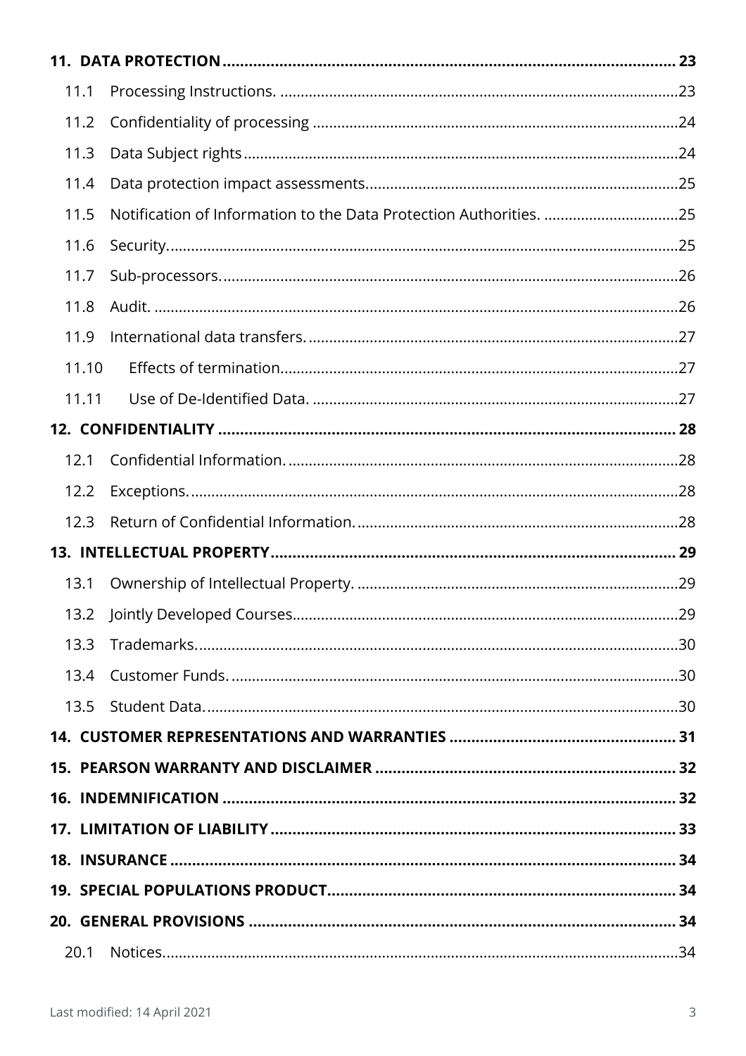**11. DATA PROTECTION** ..... **23**

11.1 Processing Instructions. ..... 23

11.2 Confidentiality of processing ..... 24

11.3 Data Subject rights ..... 24

11.4 Data protection impact assessments. ..... 25

11.5 Notification of Information to the Data Protection Authorities. ..... 25

11.6 Security. ..... 25

11.7 Sub-processors. ..... 26

11.8 Audit. ..... 26

11.9 International data transfers. ..... 27

11.10 Effects of termination ..... 27

11.11 Use of De-Identified Data. ..... 27

**12. CONFIDENTIALITY** ..... **28**

12.1 Confidential Information. ..... 28

12.2 Exceptions. ..... 28

12.3 Return of Confidential Information. ..... 28

**13. INTELLECTUAL PROPERTY** ..... **29**

13.1 Ownership of Intellectual Property. ..... 29

13.2 Jointly Developed Courses ..... 29

13.3 Trademarks. ..... 30

13.4 Customer Funds. ..... 30

13.5 Student Data. ..... 30

**14. CUSTOMER REPRESENTATIONS AND WARRANTIES** ..... **31**

**15. PEARSON WARRANTY AND DISCLAIMER** ..... **32**

**16. INDEMNIFICATION** ..... **32**

**17. LIMITATION OF LIABILITY** ..... **33**

**18. INSURANCE** ..... **34**

**19. SPECIAL POPULATIONS PRODUCT** ..... **34**

**20. GENERAL PROVISIONS** ..... **34**

20.1 Notices ..... 34

Last modified: 14 April 2021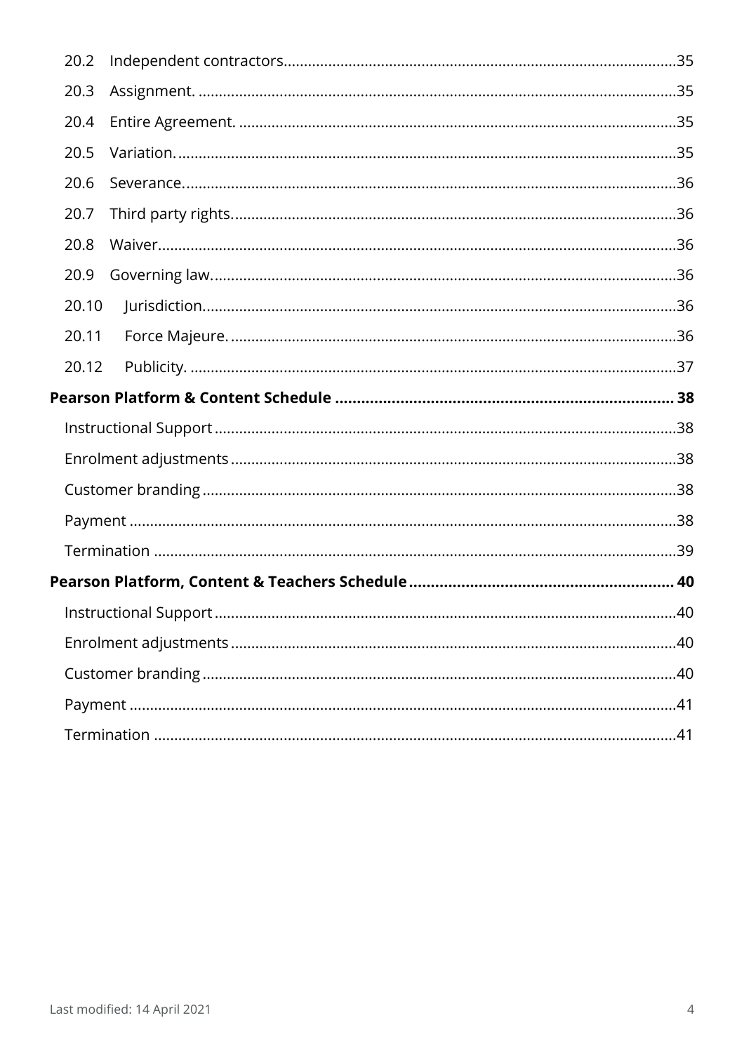20.2 Independent contractors.....35

20.3 Assignment. .....35

20.4 Entire Agreement. .....35

20.5 Variation. .....35

20.6 Severance. .....36

20.7 Third party rights. .....36

20.8 Waiver. .....36

20.9 Governing law. .....36

20.10 Jurisdiction. .....36

20.11 Force Majeure. .....36

20.12 Publicity. .....37

**Pearson Platform & Content Schedule ..... 38**

Instructional Support .....38

Enrolment adjustments .....38

Customer branding .....38

Payment .....38

Termination .....39

**Pearson Platform, Content & Teachers Schedule ..... 40**

Instructional Support .....40

Enrolment adjustments .....40

Customer branding .....40

Payment .....41

Termination .....41

Last modified: 14 April 2021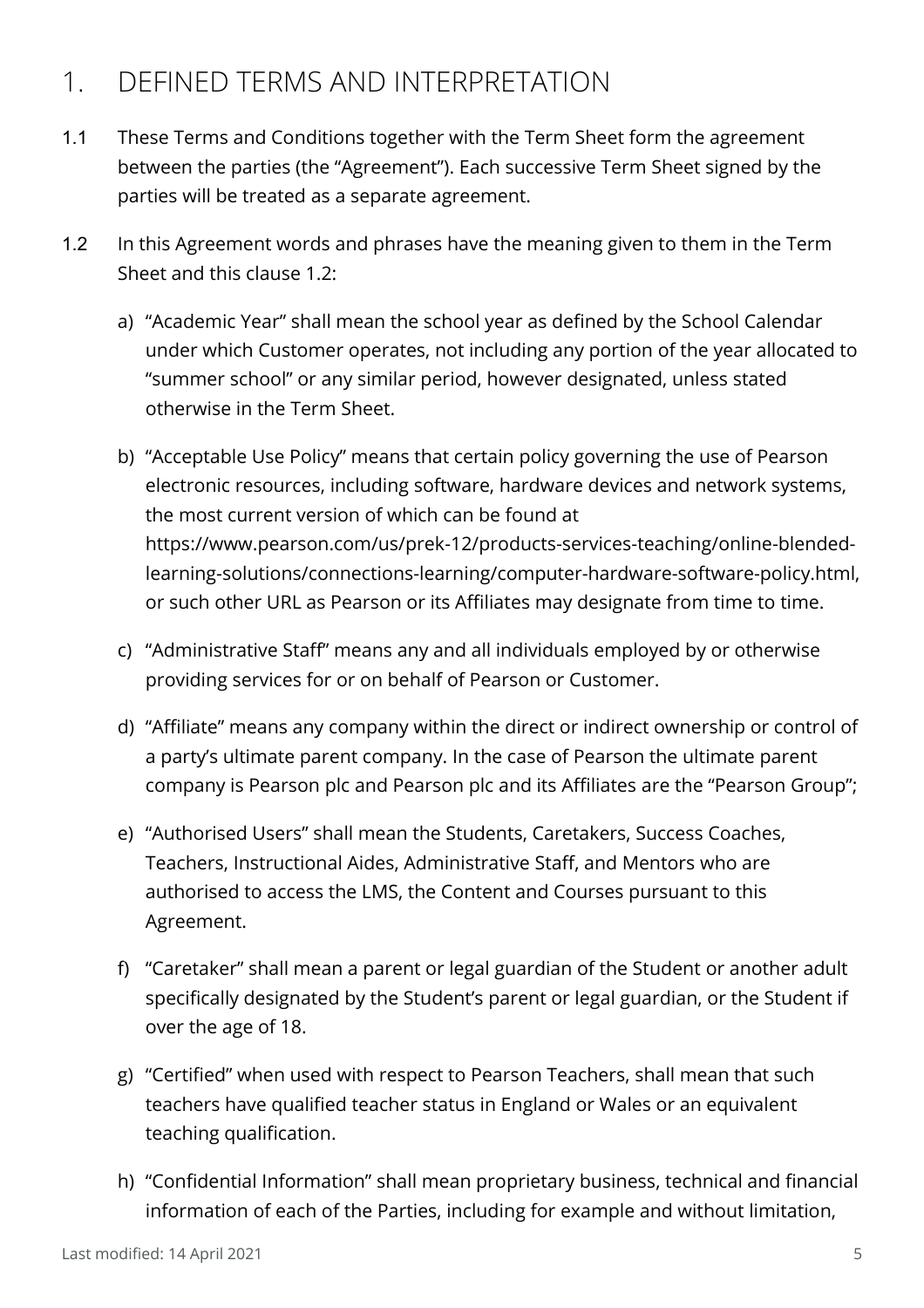# 1. DEFINED TERMS AND INTERPRETATION

1.1 These Terms and Conditions together with the Term Sheet form the agreement between the parties (the "Agreement"). Each successive Term Sheet signed by the parties will be treated as a separate agreement.

1.2 In this Agreement words and phrases have the meaning given to them in the Term Sheet and this clause 1.2:

a) "Academic Year" shall mean the school year as defined by the School Calendar under which Customer operates, not including any portion of the year allocated to "summer school" or any similar period, however designated, unless stated otherwise in the Term Sheet.

b) "Acceptable Use Policy" means that certain policy governing the use of Pearson electronic resources, including software, hardware devices and network systems, the most current version of which can be found at https://www.pearson.com/us/prek-12/products-services-teaching/online-blended-learning-solutions/connections-learning/computer-hardware-software-policy.html, or such other URL as Pearson or its Affiliates may designate from time to time.

c) "Administrative Staff" means any and all individuals employed by or otherwise providing services for or on behalf of Pearson or Customer.

d) "Affiliate" means any company within the direct or indirect ownership or control of a party's ultimate parent company. In the case of Pearson the ultimate parent company is Pearson plc and Pearson plc and its Affiliates are the "Pearson Group";

e) "Authorised Users" shall mean the Students, Caretakers, Success Coaches, Teachers, Instructional Aides, Administrative Staff, and Mentors who are authorised to access the LMS, the Content and Courses pursuant to this Agreement.

f) "Caretaker" shall mean a parent or legal guardian of the Student or another adult specifically designated by the Student's parent or legal guardian, or the Student if over the age of 18.

g) "Certified" when used with respect to Pearson Teachers, shall mean that such teachers have qualified teacher status in England or Wales or an equivalent teaching qualification.

h) "Confidential Information" shall mean proprietary business, technical and financial information of each of the Parties, including for example and without limitation,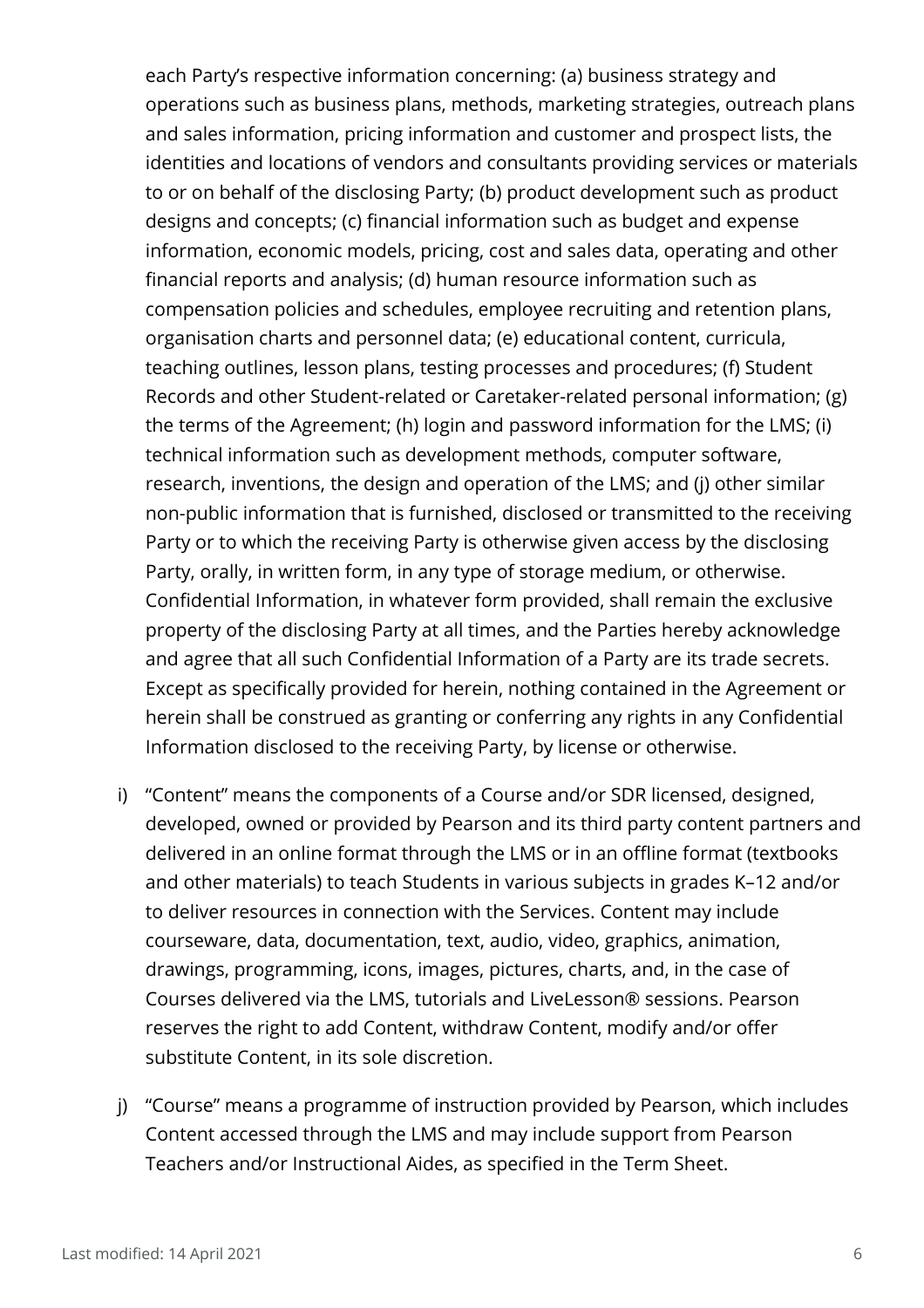each Party's respective information concerning: (a) business strategy and operations such as business plans, methods, marketing strategies, outreach plans and sales information, pricing information and customer and prospect lists, the identities and locations of vendors and consultants providing services or materials to or on behalf of the disclosing Party; (b) product development such as product designs and concepts; (c) financial information such as budget and expense information, economic models, pricing, cost and sales data, operating and other financial reports and analysis; (d) human resource information such as compensation policies and schedules, employee recruiting and retention plans, organisation charts and personnel data; (e) educational content, curricula, teaching outlines, lesson plans, testing processes and procedures; (f) Student Records and other Student-related or Caretaker-related personal information; (g) the terms of the Agreement; (h) login and password information for the LMS; (i) technical information such as development methods, computer software, research, inventions, the design and operation of the LMS; and (j) other similar non-public information that is furnished, disclosed or transmitted to the receiving Party or to which the receiving Party is otherwise given access by the disclosing Party, orally, in written form, in any type of storage medium, or otherwise. Confidential Information, in whatever form provided, shall remain the exclusive property of the disclosing Party at all times, and the Parties hereby acknowledge and agree that all such Confidential Information of a Party are its trade secrets. Except as specifically provided for herein, nothing contained in the Agreement or herein shall be construed as granting or conferring any rights in any Confidential Information disclosed to the receiving Party, by license or otherwise.

i) "Content" means the components of a Course and/or SDR licensed, designed, developed, owned or provided by Pearson and its third party content partners and delivered in an online format through the LMS or in an offline format (textbooks and other materials) to teach Students in various subjects in grades K–12 and/or to deliver resources in connection with the Services. Content may include courseware, data, documentation, text, audio, video, graphics, animation, drawings, programming, icons, images, pictures, charts, and, in the case of Courses delivered via the LMS, tutorials and LiveLesson® sessions. Pearson reserves the right to add Content, withdraw Content, modify and/or offer substitute Content, in its sole discretion.

j) "Course" means a programme of instruction provided by Pearson, which includes Content accessed through the LMS and may include support from Pearson Teachers and/or Instructional Aides, as specified in the Term Sheet.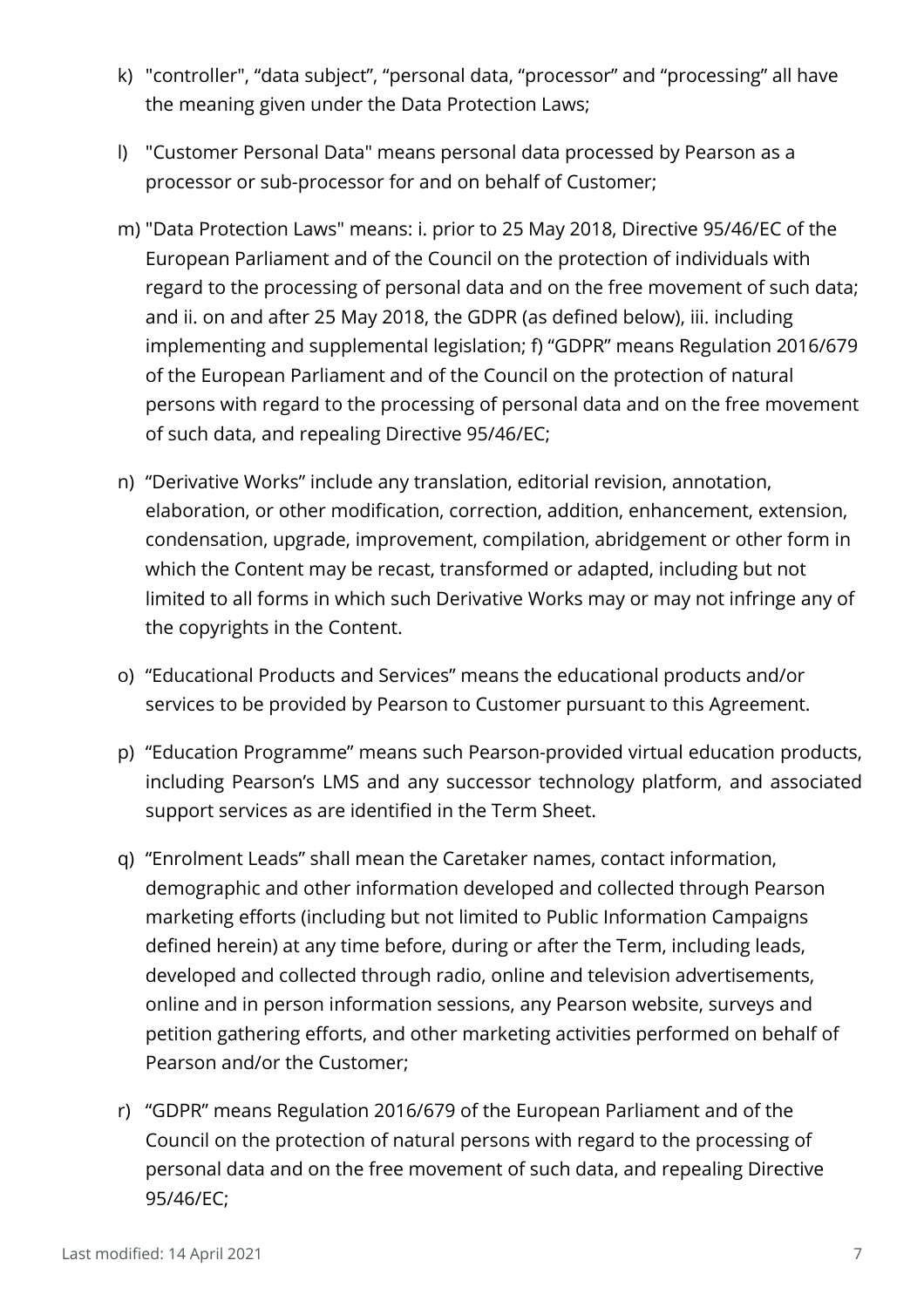k) "controller", "data subject", "personal data, "processor" and "processing" all have the meaning given under the Data Protection Laws;

l) "Customer Personal Data" means personal data processed by Pearson as a processor or sub-processor for and on behalf of Customer;

m) "Data Protection Laws" means: i. prior to 25 May 2018, Directive 95/46/EC of the European Parliament and of the Council on the protection of individuals with regard to the processing of personal data and on the free movement of such data; and ii. on and after 25 May 2018, the GDPR (as defined below), iii. including implementing and supplemental legislation; f) "GDPR" means Regulation 2016/679 of the European Parliament and of the Council on the protection of natural persons with regard to the processing of personal data and on the free movement of such data, and repealing Directive 95/46/EC;

n) "Derivative Works" include any translation, editorial revision, annotation, elaboration, or other modification, correction, addition, enhancement, extension, condensation, upgrade, improvement, compilation, abridgement or other form in which the Content may be recast, transformed or adapted, including but not limited to all forms in which such Derivative Works may or may not infringe any of the copyrights in the Content.

o) "Educational Products and Services" means the educational products and/or services to be provided by Pearson to Customer pursuant to this Agreement.

p) "Education Programme" means such Pearson-provided virtual education products, including Pearson's LMS and any successor technology platform, and associated support services as are identified in the Term Sheet.

q) "Enrolment Leads" shall mean the Caretaker names, contact information, demographic and other information developed and collected through Pearson marketing efforts (including but not limited to Public Information Campaigns defined herein) at any time before, during or after the Term, including leads, developed and collected through radio, online and television advertisements, online and in person information sessions, any Pearson website, surveys and petition gathering efforts, and other marketing activities performed on behalf of Pearson and/or the Customer;

r) "GDPR" means Regulation 2016/679 of the European Parliament and of the Council on the protection of natural persons with regard to the processing of personal data and on the free movement of such data, and repealing Directive 95/46/EC;

Last modified: 14 April 2021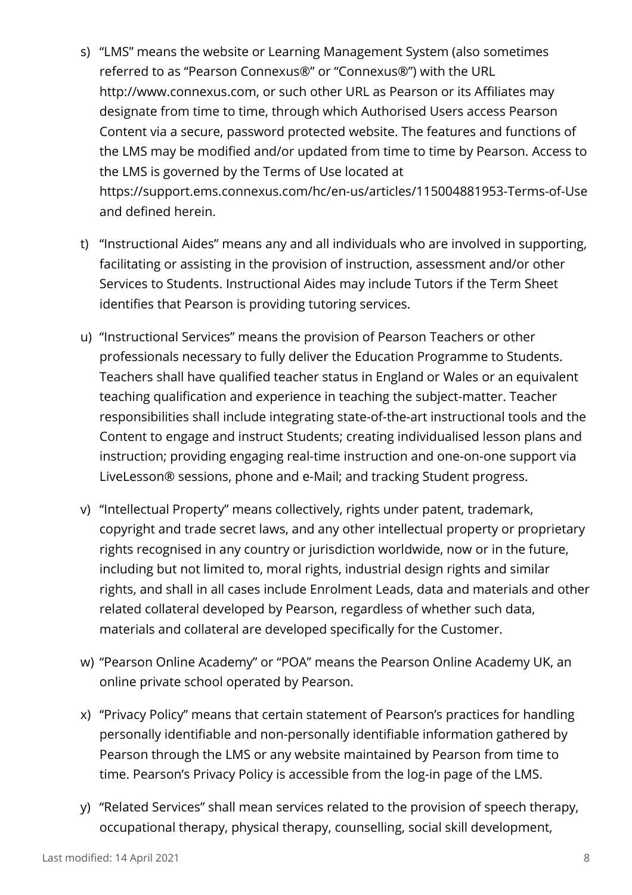s) "LMS" means the website or Learning Management System (also sometimes referred to as "Pearson Connexus®" or "Connexus®") with the URL http://www.connexus.com, or such other URL as Pearson or its Affiliates may designate from time to time, through which Authorised Users access Pearson Content via a secure, password protected website. The features and functions of the LMS may be modified and/or updated from time to time by Pearson. Access to the LMS is governed by the Terms of Use located at https://support.ems.connexus.com/hc/en-us/articles/115004881953-Terms-of-Use and defined herein.

t) "Instructional Aides" means any and all individuals who are involved in supporting, facilitating or assisting in the provision of instruction, assessment and/or other Services to Students. Instructional Aides may include Tutors if the Term Sheet identifies that Pearson is providing tutoring services.

u) "Instructional Services" means the provision of Pearson Teachers or other professionals necessary to fully deliver the Education Programme to Students. Teachers shall have qualified teacher status in England or Wales or an equivalent teaching qualification and experience in teaching the subject-matter. Teacher responsibilities shall include integrating state-of-the-art instructional tools and the Content to engage and instruct Students; creating individualised lesson plans and instruction; providing engaging real-time instruction and one-on-one support via LiveLesson® sessions, phone and e-Mail; and tracking Student progress.

v) "Intellectual Property" means collectively, rights under patent, trademark, copyright and trade secret laws, and any other intellectual property or proprietary rights recognised in any country or jurisdiction worldwide, now or in the future, including but not limited to, moral rights, industrial design rights and similar rights, and shall in all cases include Enrolment Leads, data and materials and other related collateral developed by Pearson, regardless of whether such data, materials and collateral are developed specifically for the Customer.

w) "Pearson Online Academy" or "POA" means the Pearson Online Academy UK, an online private school operated by Pearson.

x) "Privacy Policy" means that certain statement of Pearson's practices for handling personally identifiable and non-personally identifiable information gathered by Pearson through the LMS or any website maintained by Pearson from time to time. Pearson's Privacy Policy is accessible from the log-in page of the LMS.

y) "Related Services" shall mean services related to the provision of speech therapy, occupational therapy, physical therapy, counselling, social skill development,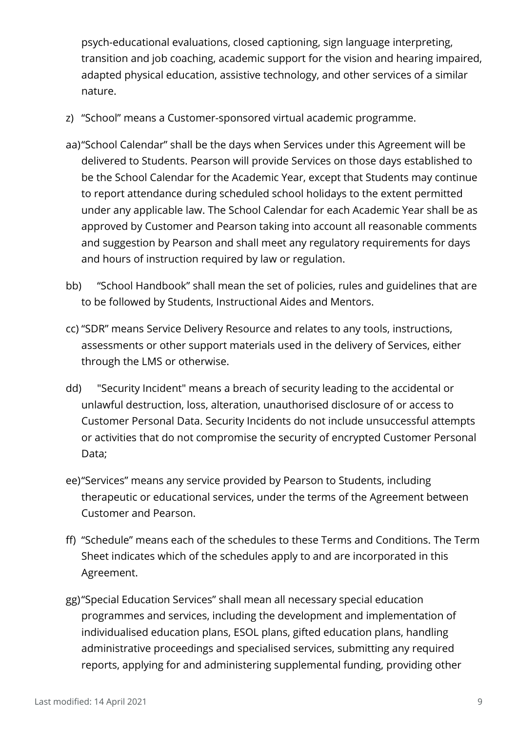psych-educational evaluations, closed captioning, sign language interpreting, transition and job coaching, academic support for the vision and hearing impaired, adapted physical education, assistive technology, and other services of a similar nature.

z) "School" means a Customer-sponsored virtual academic programme.

aa) "School Calendar" shall be the days when Services under this Agreement will be delivered to Students. Pearson will provide Services on those days established to be the School Calendar for the Academic Year, except that Students may continue to report attendance during scheduled school holidays to the extent permitted under any applicable law. The School Calendar for each Academic Year shall be as approved by Customer and Pearson taking into account all reasonable comments and suggestion by Pearson and shall meet any regulatory requirements for days and hours of instruction required by law or regulation.

bb) "School Handbook" shall mean the set of policies, rules and guidelines that are to be followed by Students, Instructional Aides and Mentors.

cc) "SDR" means Service Delivery Resource and relates to any tools, instructions, assessments or other support materials used in the delivery of Services, either through the LMS or otherwise.

dd) "Security Incident" means a breach of security leading to the accidental or unlawful destruction, loss, alteration, unauthorised disclosure of or access to Customer Personal Data. Security Incidents do not include unsuccessful attempts or activities that do not compromise the security of encrypted Customer Personal Data;

ee) "Services" means any service provided by Pearson to Students, including therapeutic or educational services, under the terms of the Agreement between Customer and Pearson.

ff) "Schedule" means each of the schedules to these Terms and Conditions. The Term Sheet indicates which of the schedules apply to and are incorporated in this Agreement.

gg) "Special Education Services" shall mean all necessary special education programmes and services, including the development and implementation of individualised education plans, ESOL plans, gifted education plans, handling administrative proceedings and specialised services, submitting any required reports, applying for and administering supplemental funding, providing other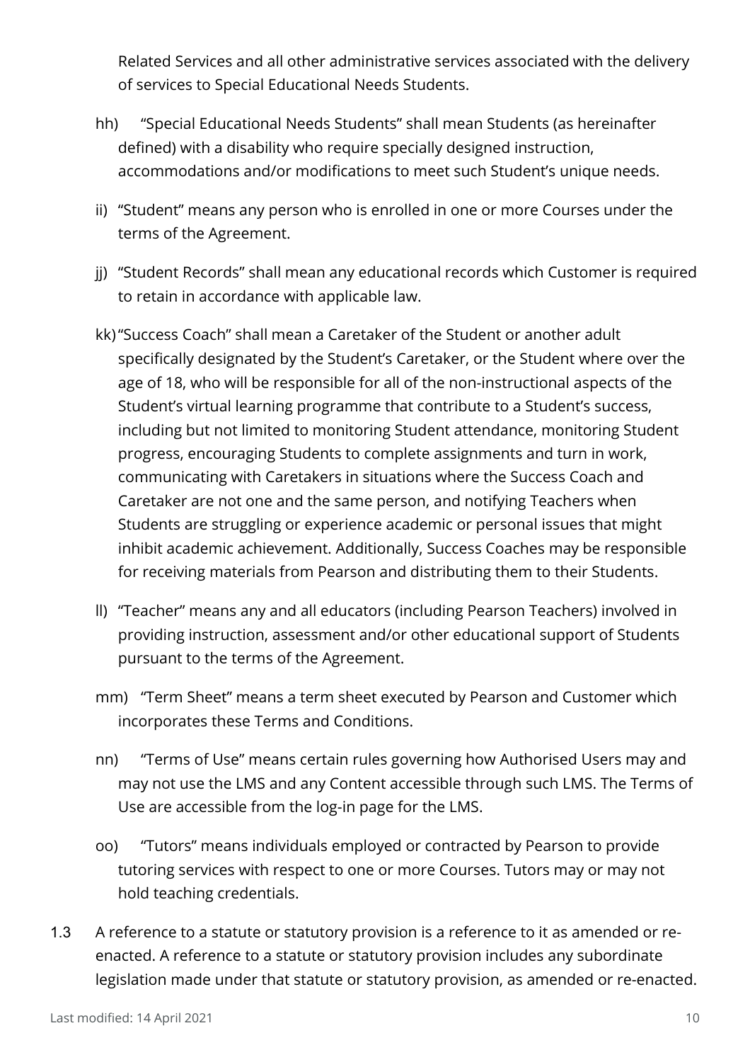Related Services and all other administrative services associated with the delivery of services to Special Educational Needs Students.

hh) "Special Educational Needs Students" shall mean Students (as hereinafter defined) with a disability who require specially designed instruction, accommodations and/or modifications to meet such Student's unique needs.

ii) "Student" means any person who is enrolled in one or more Courses under the terms of the Agreement.

jj) "Student Records" shall mean any educational records which Customer is required to retain in accordance with applicable law.

kk) "Success Coach" shall mean a Caretaker of the Student or another adult specifically designated by the Student's Caretaker, or the Student where over the age of 18, who will be responsible for all of the non-instructional aspects of the Student's virtual learning programme that contribute to a Student's success, including but not limited to monitoring Student attendance, monitoring Student progress, encouraging Students to complete assignments and turn in work, communicating with Caretakers in situations where the Success Coach and Caretaker are not one and the same person, and notifying Teachers when Students are struggling or experience academic or personal issues that might inhibit academic achievement. Additionally, Success Coaches may be responsible for receiving materials from Pearson and distributing them to their Students.

ll) "Teacher" means any and all educators (including Pearson Teachers) involved in providing instruction, assessment and/or other educational support of Students pursuant to the terms of the Agreement.

mm) "Term Sheet" means a term sheet executed by Pearson and Customer which incorporates these Terms and Conditions.

nn) "Terms of Use" means certain rules governing how Authorised Users may and may not use the LMS and any Content accessible through such LMS. The Terms of Use are accessible from the log-in page for the LMS.

oo) "Tutors" means individuals employed or contracted by Pearson to provide tutoring services with respect to one or more Courses. Tutors may or may not hold teaching credentials.

1.3 A reference to a statute or statutory provision is a reference to it as amended or re-enacted. A reference to a statute or statutory provision includes any subordinate legislation made under that statute or statutory provision, as amended or re-enacted.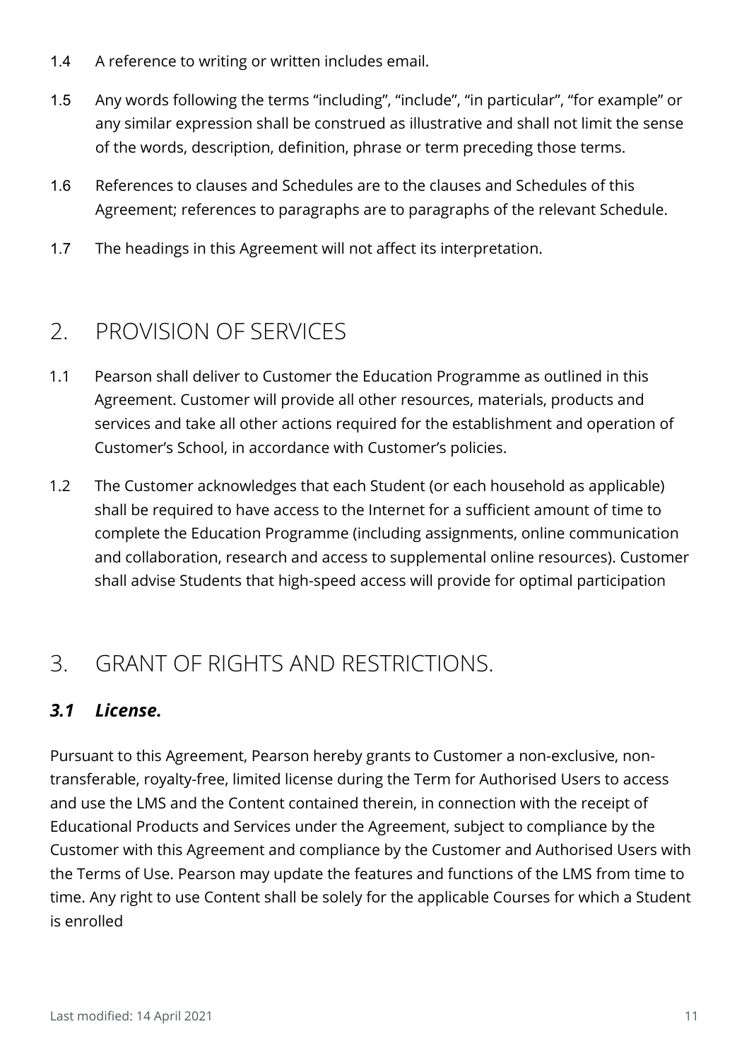1.4 A reference to writing or written includes email.

1.5 Any words following the terms “including”, “include”, “in particular”, “for example” or any similar expression shall be construed as illustrative and shall not limit the sense of the words, description, definition, phrase or term preceding those terms.

1.6 References to clauses and Schedules are to the clauses and Schedules of this Agreement; references to paragraphs are to paragraphs of the relevant Schedule.

1.7 The headings in this Agreement will not affect its interpretation.

## 2. PROVISION OF SERVICES

1.1 Pearson shall deliver to Customer the Education Programme as outlined in this Agreement. Customer will provide all other resources, materials, products and services and take all other actions required for the establishment and operation of Customer’s School, in accordance with Customer’s policies.

1.2 The Customer acknowledges that each Student (or each household as applicable) shall be required to have access to the Internet for a sufficient amount of time to complete the Education Programme (including assignments, online communication and collaboration, research and access to supplemental online resources). Customer shall advise Students that high-speed access will provide for optimal participation

## 3. GRANT OF RIGHTS AND RESTRICTIONS.

### *3.1 License.*

Pursuant to this Agreement, Pearson hereby grants to Customer a non-exclusive, non-transferable, royalty-free, limited license during the Term for Authorised Users to access and use the LMS and the Content contained therein, in connection with the receipt of Educational Products and Services under the Agreement, subject to compliance by the Customer with this Agreement and compliance by the Customer and Authorised Users with the Terms of Use. Pearson may update the features and functions of the LMS from time to time. Any right to use Content shall be solely for the applicable Courses for which a Student is enrolled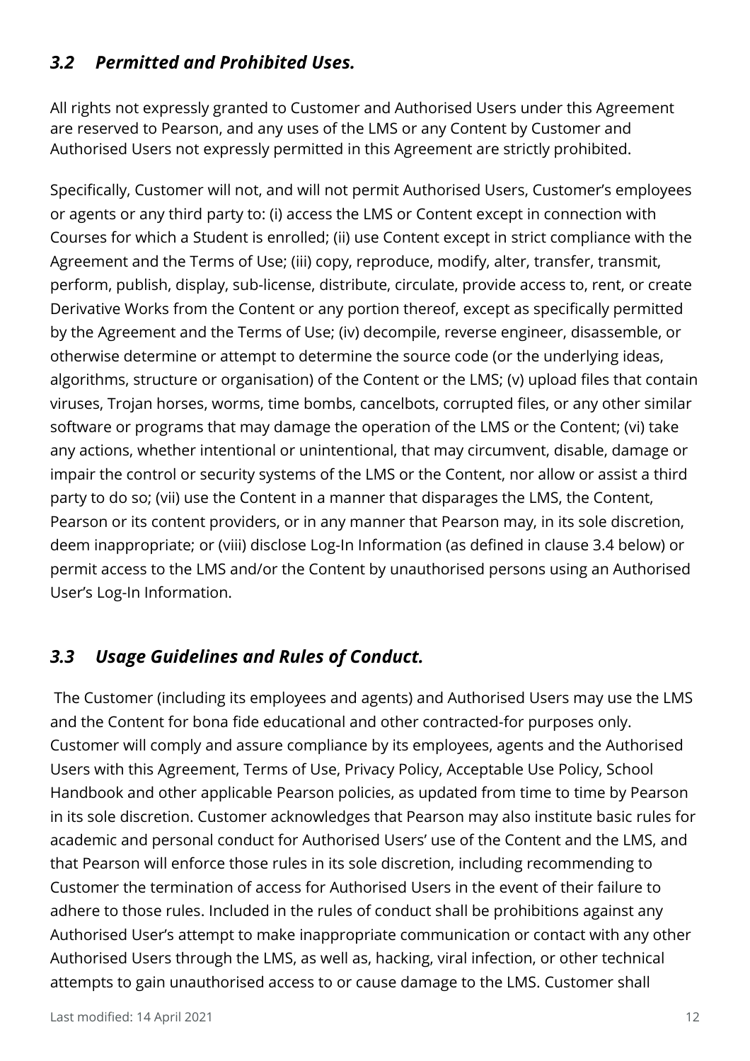### *3.2 Permitted and Prohibited Uses.*

All rights not expressly granted to Customer and Authorised Users under this Agreement are reserved to Pearson, and any uses of the LMS or any Content by Customer and Authorised Users not expressly permitted in this Agreement are strictly prohibited.

Specifically, Customer will not, and will not permit Authorised Users, Customer's employees or agents or any third party to: (i) access the LMS or Content except in connection with Courses for which a Student is enrolled; (ii) use Content except in strict compliance with the Agreement and the Terms of Use; (iii) copy, reproduce, modify, alter, transfer, transmit, perform, publish, display, sub-license, distribute, circulate, provide access to, rent, or create Derivative Works from the Content or any portion thereof, except as specifically permitted by the Agreement and the Terms of Use; (iv) decompile, reverse engineer, disassemble, or otherwise determine or attempt to determine the source code (or the underlying ideas, algorithms, structure or organisation) of the Content or the LMS; (v) upload files that contain viruses, Trojan horses, worms, time bombs, cancelbots, corrupted files, or any other similar software or programs that may damage the operation of the LMS or the Content; (vi) take any actions, whether intentional or unintentional, that may circumvent, disable, damage or impair the control or security systems of the LMS or the Content, nor allow or assist a third party to do so; (vii) use the Content in a manner that disparages the LMS, the Content, Pearson or its content providers, or in any manner that Pearson may, in its sole discretion, deem inappropriate; or (viii) disclose Log-In Information (as defined in clause 3.4 below) or permit access to the LMS and/or the Content by unauthorised persons using an Authorised User's Log-In Information.

### *3.3 Usage Guidelines and Rules of Conduct.*

The Customer (including its employees and agents) and Authorised Users may use the LMS and the Content for bona fide educational and other contracted-for purposes only. Customer will comply and assure compliance by its employees, agents and the Authorised Users with this Agreement, Terms of Use, Privacy Policy, Acceptable Use Policy, School Handbook and other applicable Pearson policies, as updated from time to time by Pearson in its sole discretion. Customer acknowledges that Pearson may also institute basic rules for academic and personal conduct for Authorised Users' use of the Content and the LMS, and that Pearson will enforce those rules in its sole discretion, including recommending to Customer the termination of access for Authorised Users in the event of their failure to adhere to those rules. Included in the rules of conduct shall be prohibitions against any Authorised User's attempt to make inappropriate communication or contact with any other Authorised Users through the LMS, as well as, hacking, viral infection, or other technical attempts to gain unauthorised access to or cause damage to the LMS. Customer shall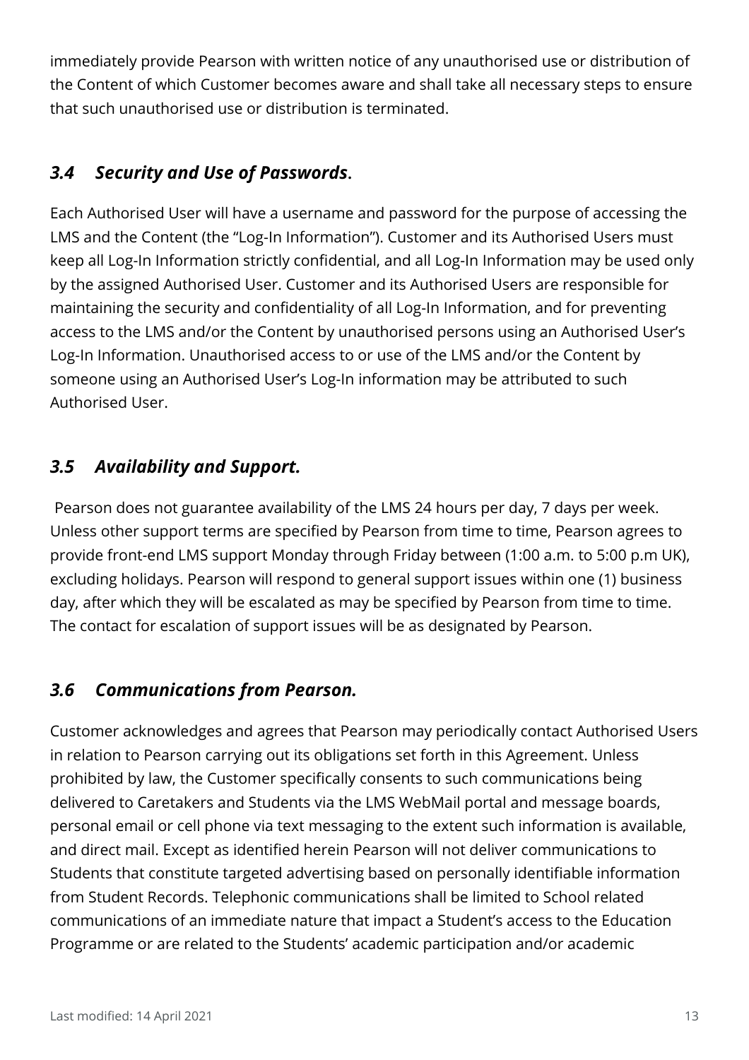immediately provide Pearson with written notice of any unauthorised use or distribution of the Content of which Customer becomes aware and shall take all necessary steps to ensure that such unauthorised use or distribution is terminated.

### *3.4 Security and Use of Passwords.*

Each Authorised User will have a username and password for the purpose of accessing the LMS and the Content (the "Log-In Information"). Customer and its Authorised Users must keep all Log-In Information strictly confidential, and all Log-In Information may be used only by the assigned Authorised User. Customer and its Authorised Users are responsible for maintaining the security and confidentiality of all Log-In Information, and for preventing access to the LMS and/or the Content by unauthorised persons using an Authorised User's Log-In Information. Unauthorised access to or use of the LMS and/or the Content by someone using an Authorised User's Log-In information may be attributed to such Authorised User.

### *3.5 Availability and Support.*

Pearson does not guarantee availability of the LMS 24 hours per day, 7 days per week. Unless other support terms are specified by Pearson from time to time, Pearson agrees to provide front-end LMS support Monday through Friday between (1:00 a.m. to 5:00 p.m UK), excluding holidays. Pearson will respond to general support issues within one (1) business day, after which they will be escalated as may be specified by Pearson from time to time. The contact for escalation of support issues will be as designated by Pearson.

### *3.6 Communications from Pearson.*

Customer acknowledges and agrees that Pearson may periodically contact Authorised Users in relation to Pearson carrying out its obligations set forth in this Agreement. Unless prohibited by law, the Customer specifically consents to such communications being delivered to Caretakers and Students via the LMS WebMail portal and message boards, personal email or cell phone via text messaging to the extent such information is available, and direct mail. Except as identified herein Pearson will not deliver communications to Students that constitute targeted advertising based on personally identifiable information from Student Records. Telephonic communications shall be limited to School related communications of an immediate nature that impact a Student's access to the Education Programme or are related to the Students' academic participation and/or academic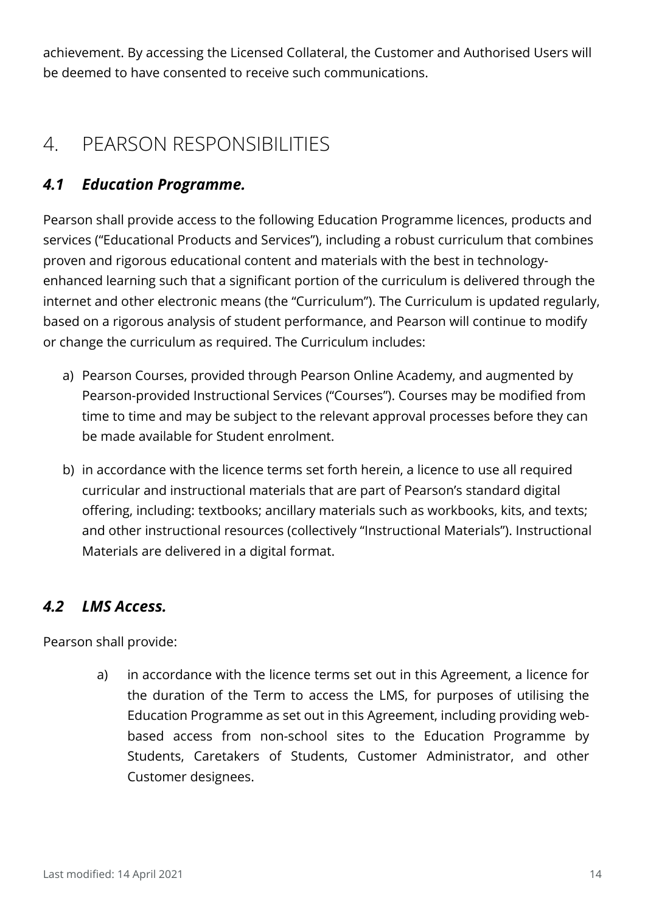achievement. By accessing the Licensed Collateral, the Customer and Authorised Users will be deemed to have consented to receive such communications.

# 4. PEARSON RESPONSIBILITIES

## *4.1 Education Programme.*

Pearson shall provide access to the following Education Programme licences, products and services ("Educational Products and Services"), including a robust curriculum that combines proven and rigorous educational content and materials with the best in technology-enhanced learning such that a significant portion of the curriculum is delivered through the internet and other electronic means (the "Curriculum"). The Curriculum is updated regularly, based on a rigorous analysis of student performance, and Pearson will continue to modify or change the curriculum as required. The Curriculum includes:

a) Pearson Courses, provided through Pearson Online Academy, and augmented by Pearson-provided Instructional Services ("Courses"). Courses may be modified from time to time and may be subject to the relevant approval processes before they can be made available for Student enrolment.

b) in accordance with the licence terms set forth herein, a licence to use all required curricular and instructional materials that are part of Pearson's standard digital offering, including: textbooks; ancillary materials such as workbooks, kits, and texts; and other instructional resources (collectively "Instructional Materials"). Instructional Materials are delivered in a digital format.

## *4.2 LMS Access.*

Pearson shall provide:

a) in accordance with the licence terms set out in this Agreement, a licence for the duration of the Term to access the LMS, for purposes of utilising the Education Programme as set out in this Agreement, including providing web-based access from non-school sites to the Education Programme by Students, Caretakers of Students, Customer Administrator, and other Customer designees.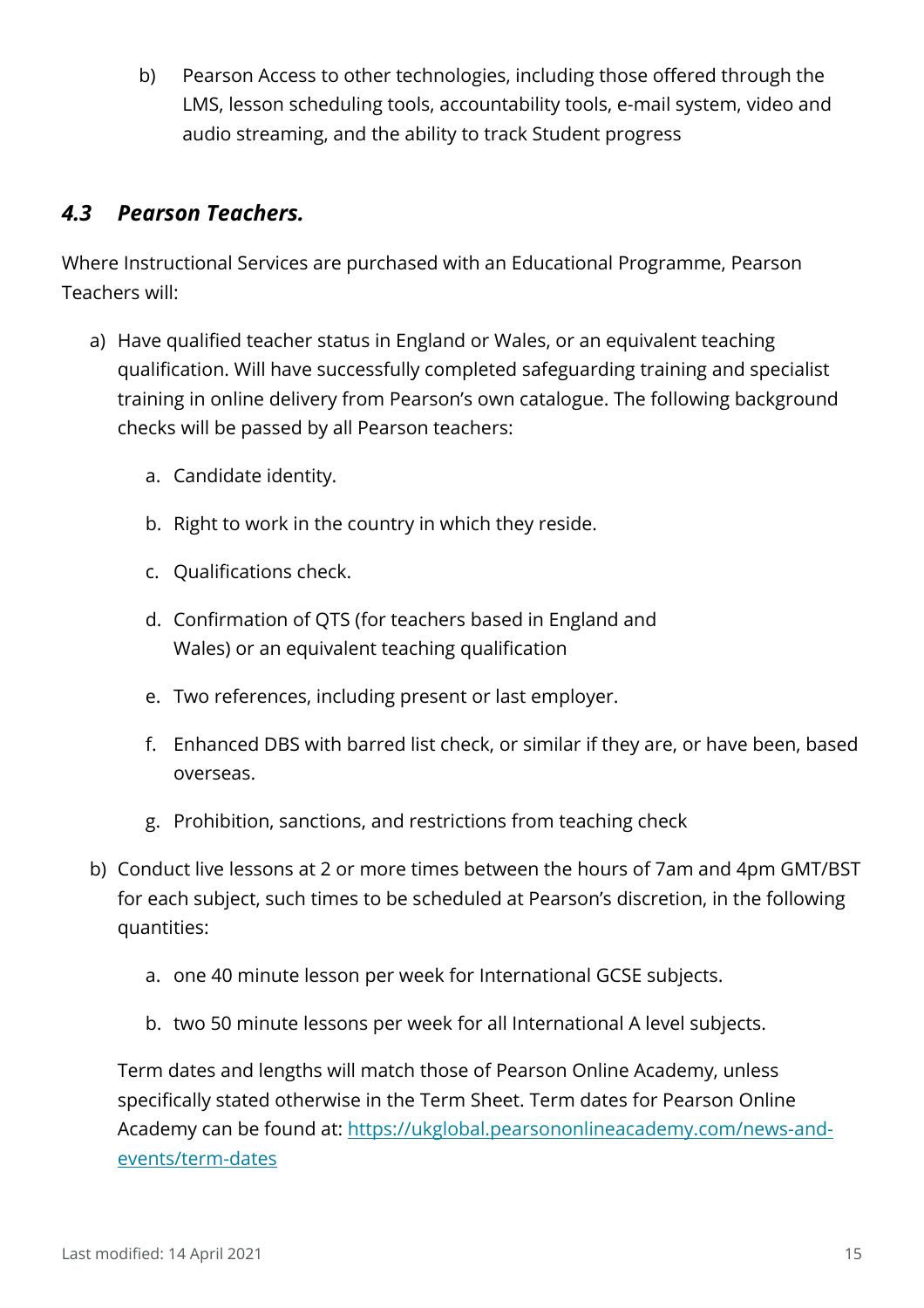b) Pearson Access to other technologies, including those offered through the LMS, lesson scheduling tools, accountability tools, e-mail system, video and audio streaming, and the ability to track Student progress

### *4.3 Pearson Teachers.*

Where Instructional Services are purchased with an Educational Programme, Pearson Teachers will:

a) Have qualified teacher status in England or Wales, or an equivalent teaching qualification. Will have successfully completed safeguarding training and specialist training in online delivery from Pearson's own catalogue. The following background checks will be passed by all Pearson teachers:

   a. Candidate identity.

   b. Right to work in the country in which they reside.

   c. Qualifications check.

   d. Confirmation of QTS (for teachers based in England and Wales) or an equivalent teaching qualification

   e. Two references, including present or last employer.

   f. Enhanced DBS with barred list check, or similar if they are, or have been, based overseas.

   g. Prohibition, sanctions, and restrictions from teaching check

b) Conduct live lessons at 2 or more times between the hours of 7am and 4pm GMT/BST for each subject, such times to be scheduled at Pearson's discretion, in the following quantities:

   a. one 40 minute lesson per week for International GCSE subjects.

   b. two 50 minute lessons per week for all International A level subjects.

   Term dates and lengths will match those of Pearson Online Academy, unless specifically stated otherwise in the Term Sheet. Term dates for Pearson Online Academy can be found at: https://ukglobal.pearsononlineacademy.com/news-and-events/term-dates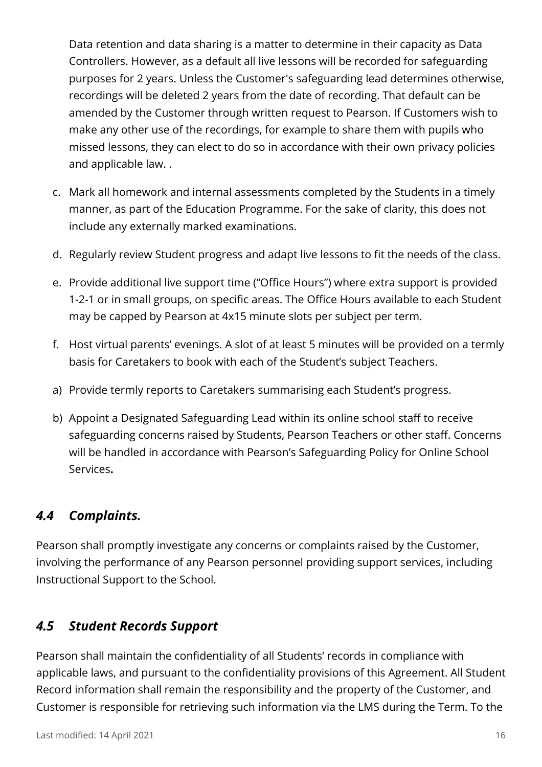Data retention and data sharing is a matter to determine in their capacity as Data Controllers. However, as a default all live lessons will be recorded for safeguarding purposes for 2 years. Unless the Customer's safeguarding lead determines otherwise, recordings will be deleted 2 years from the date of recording. That default can be amended by the Customer through written request to Pearson. If Customers wish to make any other use of the recordings, for example to share them with pupils who missed lessons, they can elect to do so in accordance with their own privacy policies and applicable law. .

c. Mark all homework and internal assessments completed by the Students in a timely manner, as part of the Education Programme. For the sake of clarity, this does not include any externally marked examinations.

d. Regularly review Student progress and adapt live lessons to fit the needs of the class.

e. Provide additional live support time ("Office Hours") where extra support is provided 1-2-1 or in small groups, on specific areas. The Office Hours available to each Student may be capped by Pearson at 4x15 minute slots per subject per term.

f. Host virtual parents' evenings. A slot of at least 5 minutes will be provided on a termly basis for Caretakers to book with each of the Student's subject Teachers.

a) Provide termly reports to Caretakers summarising each Student's progress.

b) Appoint a Designated Safeguarding Lead within its online school staff to receive safeguarding concerns raised by Students, Pearson Teachers or other staff. Concerns will be handled in accordance with Pearson's Safeguarding Policy for Online School Services**.**

### *4.4 Complaints.*

Pearson shall promptly investigate any concerns or complaints raised by the Customer, involving the performance of any Pearson personnel providing support services, including Instructional Support to the School.

### *4.5 Student Records Support*

Pearson shall maintain the confidentiality of all Students' records in compliance with applicable laws, and pursuant to the confidentiality provisions of this Agreement. All Student Record information shall remain the responsibility and the property of the Customer, and Customer is responsible for retrieving such information via the LMS during the Term. To the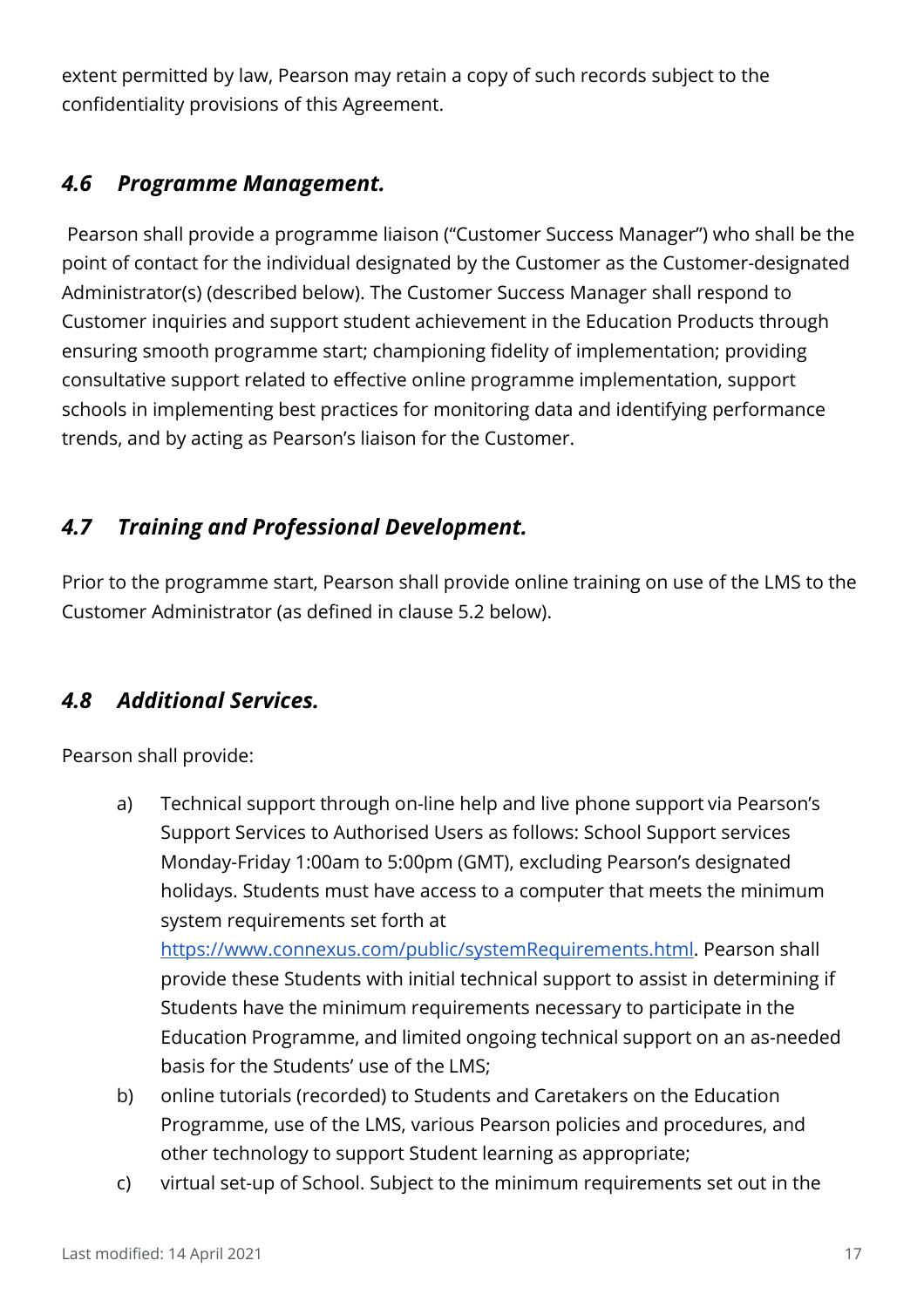extent permitted by law, Pearson may retain a copy of such records subject to the confidentiality provisions of this Agreement.

### *4.6 Programme Management.*

Pearson shall provide a programme liaison ("Customer Success Manager") who shall be the point of contact for the individual designated by the Customer as the Customer-designated Administrator(s) (described below). The Customer Success Manager shall respond to Customer inquiries and support student achievement in the Education Products through ensuring smooth programme start; championing fidelity of implementation; providing consultative support related to effective online programme implementation, support schools in implementing best practices for monitoring data and identifying performance trends, and by acting as Pearson's liaison for the Customer.

### *4.7 Training and Professional Development.*

Prior to the programme start, Pearson shall provide online training on use of the LMS to the Customer Administrator (as defined in clause 5.2 below).

### *4.8 Additional Services.*

Pearson shall provide:

a) Technical support through on-line help and live phone support via Pearson's Support Services to Authorised Users as follows: School Support services Monday-Friday 1:00am to 5:00pm (GMT), excluding Pearson's designated holidays. Students must have access to a computer that meets the minimum system requirements set forth at https://www.connexus.com/public/systemRequirements.html. Pearson shall provide these Students with initial technical support to assist in determining if Students have the minimum requirements necessary to participate in the Education Programme, and limited ongoing technical support on an as-needed basis for the Students' use of the LMS;

b) online tutorials (recorded) to Students and Caretakers on the Education Programme, use of the LMS, various Pearson policies and procedures, and other technology to support Student learning as appropriate;

c) virtual set-up of School. Subject to the minimum requirements set out in the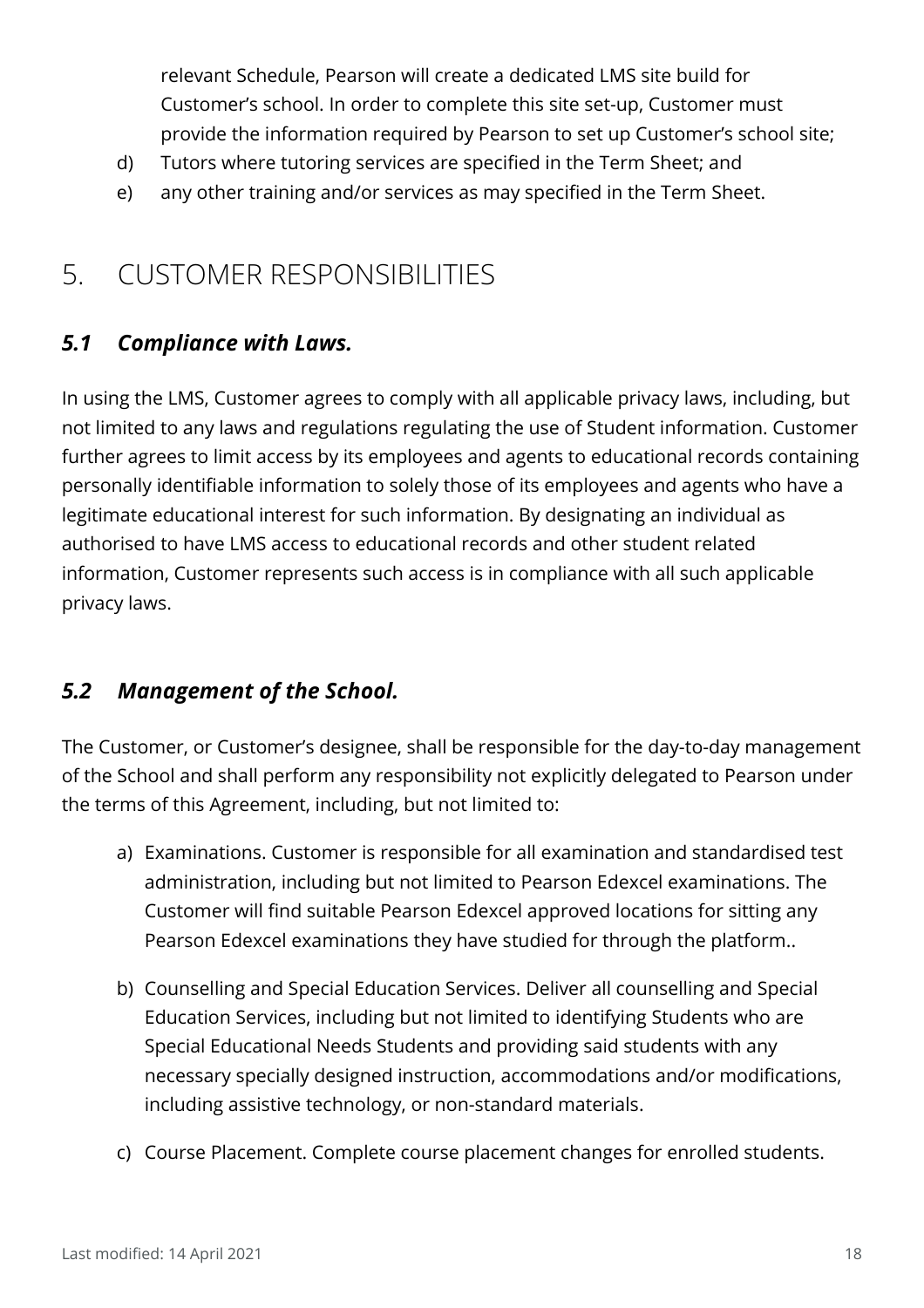relevant Schedule, Pearson will create a dedicated LMS site build for Customer's school. In order to complete this site set-up, Customer must provide the information required by Pearson to set up Customer's school site;

d) Tutors where tutoring services are specified in the Term Sheet; and

e) any other training and/or services as may specified in the Term Sheet.

# 5. CUSTOMER RESPONSIBILITIES

## *5.1 Compliance with Laws.*

In using the LMS, Customer agrees to comply with all applicable privacy laws, including, but not limited to any laws and regulations regulating the use of Student information. Customer further agrees to limit access by its employees and agents to educational records containing personally identifiable information to solely those of its employees and agents who have a legitimate educational interest for such information. By designating an individual as authorised to have LMS access to educational records and other student related information, Customer represents such access is in compliance with all such applicable privacy laws.

## *5.2 Management of the School.*

The Customer, or Customer's designee, shall be responsible for the day-to-day management of the School and shall perform any responsibility not explicitly delegated to Pearson under the terms of this Agreement, including, but not limited to:

a) Examinations. Customer is responsible for all examination and standardised test administration, including but not limited to Pearson Edexcel examinations. The Customer will find suitable Pearson Edexcel approved locations for sitting any Pearson Edexcel examinations they have studied for through the platform..

b) Counselling and Special Education Services. Deliver all counselling and Special Education Services, including but not limited to identifying Students who are Special Educational Needs Students and providing said students with any necessary specially designed instruction, accommodations and/or modifications, including assistive technology, or non-standard materials.

c) Course Placement. Complete course placement changes for enrolled students.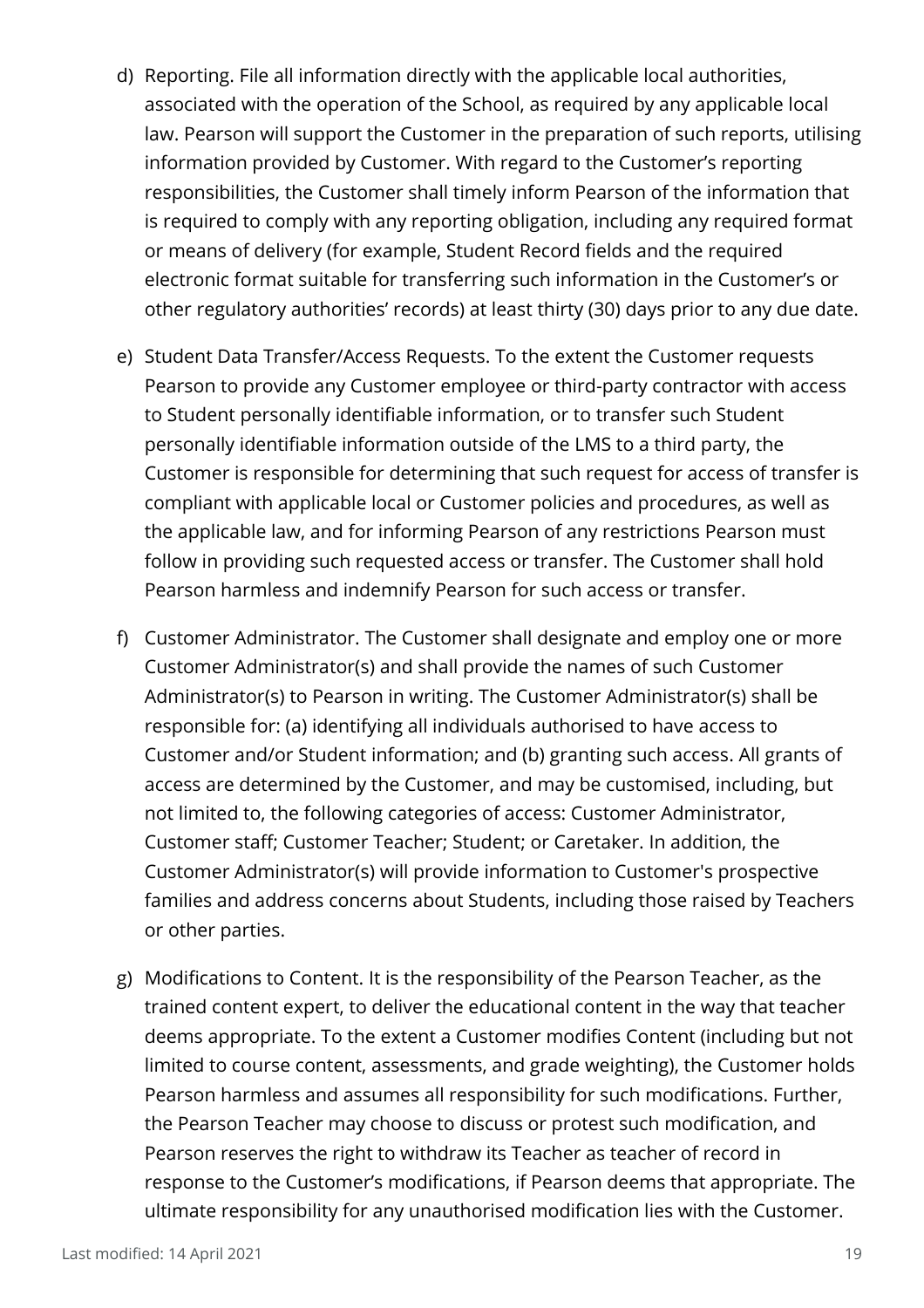d) Reporting. File all information directly with the applicable local authorities, associated with the operation of the School, as required by any applicable local law. Pearson will support the Customer in the preparation of such reports, utilising information provided by Customer. With regard to the Customer's reporting responsibilities, the Customer shall timely inform Pearson of the information that is required to comply with any reporting obligation, including any required format or means of delivery (for example, Student Record fields and the required electronic format suitable for transferring such information in the Customer's or other regulatory authorities' records) at least thirty (30) days prior to any due date.

e) Student Data Transfer/Access Requests. To the extent the Customer requests Pearson to provide any Customer employee or third-party contractor with access to Student personally identifiable information, or to transfer such Student personally identifiable information outside of the LMS to a third party, the Customer is responsible for determining that such request for access of transfer is compliant with applicable local or Customer policies and procedures, as well as the applicable law, and for informing Pearson of any restrictions Pearson must follow in providing such requested access or transfer. The Customer shall hold Pearson harmless and indemnify Pearson for such access or transfer.

f) Customer Administrator. The Customer shall designate and employ one or more Customer Administrator(s) and shall provide the names of such Customer Administrator(s) to Pearson in writing. The Customer Administrator(s) shall be responsible for: (a) identifying all individuals authorised to have access to Customer and/or Student information; and (b) granting such access. All grants of access are determined by the Customer, and may be customised, including, but not limited to, the following categories of access: Customer Administrator, Customer staff; Customer Teacher; Student; or Caretaker. In addition, the Customer Administrator(s) will provide information to Customer's prospective families and address concerns about Students, including those raised by Teachers or other parties.

g) Modifications to Content. It is the responsibility of the Pearson Teacher, as the trained content expert, to deliver the educational content in the way that teacher deems appropriate. To the extent a Customer modifies Content (including but not limited to course content, assessments, and grade weighting), the Customer holds Pearson harmless and assumes all responsibility for such modifications. Further, the Pearson Teacher may choose to discuss or protest such modification, and Pearson reserves the right to withdraw its Teacher as teacher of record in response to the Customer's modifications, if Pearson deems that appropriate. The ultimate responsibility for any unauthorised modification lies with the Customer.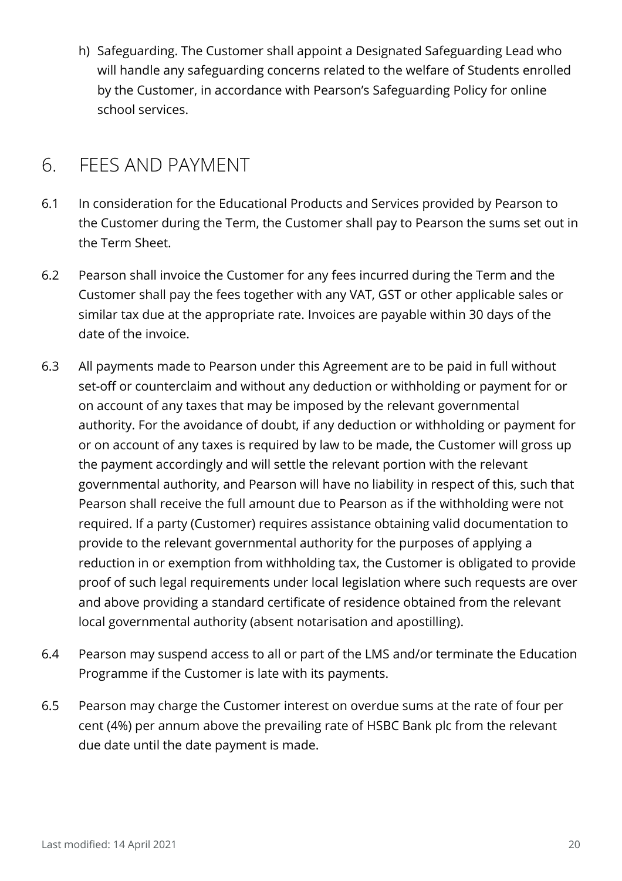h) Safeguarding. The Customer shall appoint a Designated Safeguarding Lead who will handle any safeguarding concerns related to the welfare of Students enrolled by the Customer, in accordance with Pearson's Safeguarding Policy for online school services.

## 6. FEES AND PAYMENT

6.1 In consideration for the Educational Products and Services provided by Pearson to the Customer during the Term, the Customer shall pay to Pearson the sums set out in the Term Sheet.

6.2 Pearson shall invoice the Customer for any fees incurred during the Term and the Customer shall pay the fees together with any VAT, GST or other applicable sales or similar tax due at the appropriate rate. Invoices are payable within 30 days of the date of the invoice.

6.3 All payments made to Pearson under this Agreement are to be paid in full without set-off or counterclaim and without any deduction or withholding or payment for or on account of any taxes that may be imposed by the relevant governmental authority. For the avoidance of doubt, if any deduction or withholding or payment for or on account of any taxes is required by law to be made, the Customer will gross up the payment accordingly and will settle the relevant portion with the relevant governmental authority, and Pearson will have no liability in respect of this, such that Pearson shall receive the full amount due to Pearson as if the withholding were not required. If a party (Customer) requires assistance obtaining valid documentation to provide to the relevant governmental authority for the purposes of applying a reduction in or exemption from withholding tax, the Customer is obligated to provide proof of such legal requirements under local legislation where such requests are over and above providing a standard certificate of residence obtained from the relevant local governmental authority (absent notarisation and apostilling).

6.4 Pearson may suspend access to all or part of the LMS and/or terminate the Education Programme if the Customer is late with its payments.

6.5 Pearson may charge the Customer interest on overdue sums at the rate of four per cent (4%) per annum above the prevailing rate of HSBC Bank plc from the relevant due date until the date payment is made.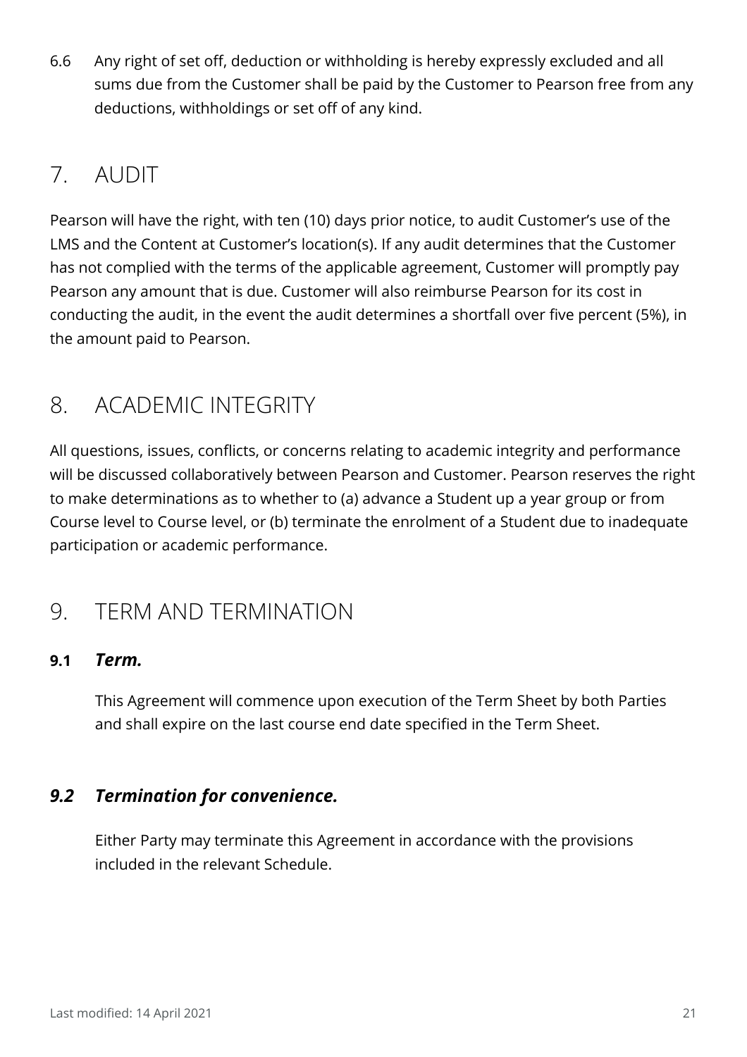6.6 Any right of set off, deduction or withholding is hereby expressly excluded and all sums due from the Customer shall be paid by the Customer to Pearson free from any deductions, withholdings or set off of any kind.

## 7. AUDIT

Pearson will have the right, with ten (10) days prior notice, to audit Customer's use of the LMS and the Content at Customer's location(s). If any audit determines that the Customer has not complied with the terms of the applicable agreement, Customer will promptly pay Pearson any amount that is due. Customer will also reimburse Pearson for its cost in conducting the audit, in the event the audit determines a shortfall over five percent (5%), in the amount paid to Pearson.

## 8. ACADEMIC INTEGRITY

All questions, issues, conflicts, or concerns relating to academic integrity and performance will be discussed collaboratively between Pearson and Customer. Pearson reserves the right to make determinations as to whether to (a) advance a Student up a year group or from Course level to Course level, or (b) terminate the enrolment of a Student due to inadequate participation or academic performance.

## 9. TERM AND TERMINATION

### 9.1 *Term.*

This Agreement will commence upon execution of the Term Sheet by both Parties and shall expire on the last course end date specified in the Term Sheet.

### *9.2 Termination for convenience.*

Either Party may terminate this Agreement in accordance with the provisions included in the relevant Schedule.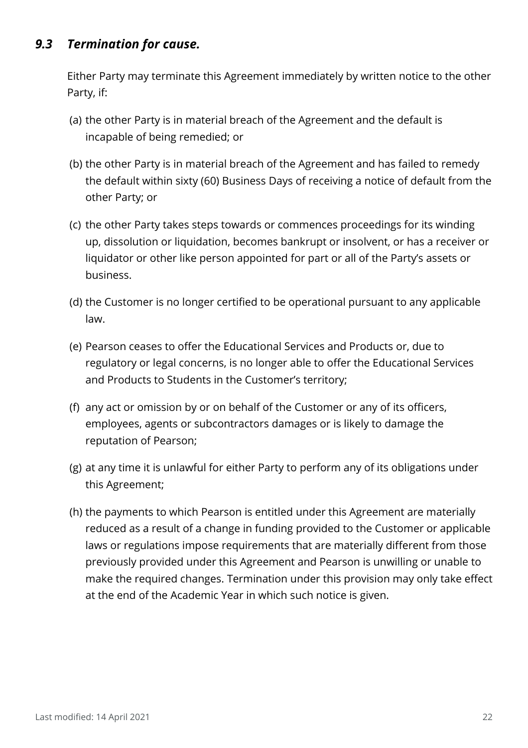### *9.3 Termination for cause.*

Either Party may terminate this Agreement immediately by written notice to the other Party, if:

(a) the other Party is in material breach of the Agreement and the default is incapable of being remedied; or

(b) the other Party is in material breach of the Agreement and has failed to remedy the default within sixty (60) Business Days of receiving a notice of default from the other Party; or

(c) the other Party takes steps towards or commences proceedings for its winding up, dissolution or liquidation, becomes bankrupt or insolvent, or has a receiver or liquidator or other like person appointed for part or all of the Party's assets or business.

(d) the Customer is no longer certified to be operational pursuant to any applicable law.

(e) Pearson ceases to offer the Educational Services and Products or, due to regulatory or legal concerns, is no longer able to offer the Educational Services and Products to Students in the Customer's territory;

(f) any act or omission by or on behalf of the Customer or any of its officers, employees, agents or subcontractors damages or is likely to damage the reputation of Pearson;

(g) at any time it is unlawful for either Party to perform any of its obligations under this Agreement;

(h) the payments to which Pearson is entitled under this Agreement are materially reduced as a result of a change in funding provided to the Customer or applicable laws or regulations impose requirements that are materially different from those previously provided under this Agreement and Pearson is unwilling or unable to make the required changes. Termination under this provision may only take effect at the end of the Academic Year in which such notice is given.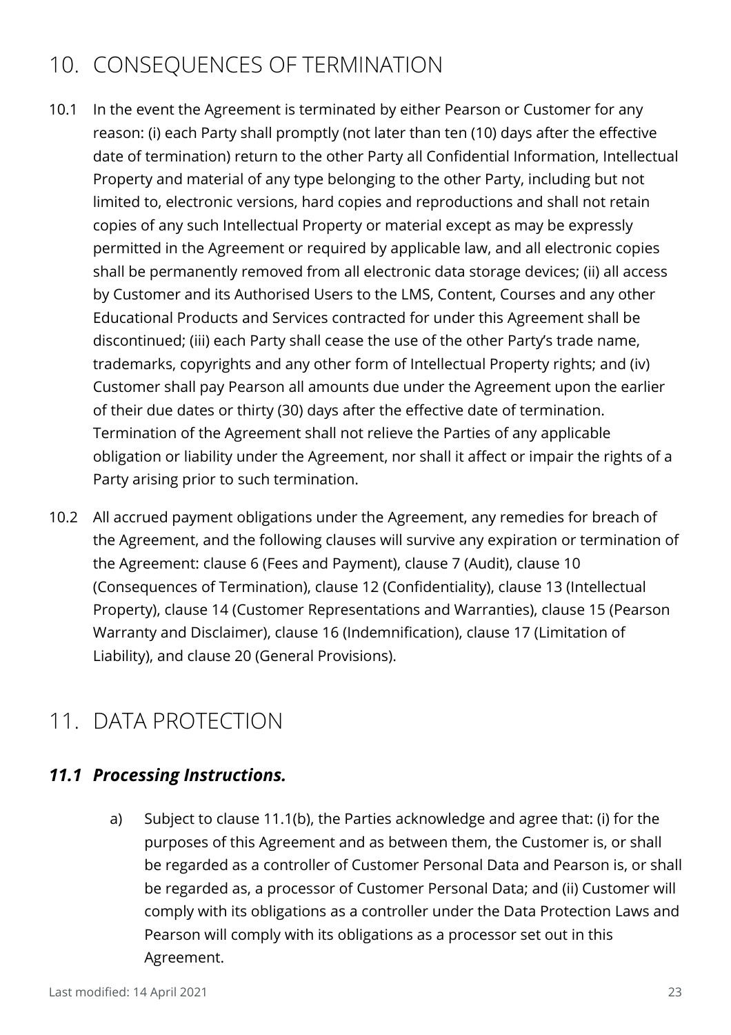# 10. CONSEQUENCES OF TERMINATION

10.1 In the event the Agreement is terminated by either Pearson or Customer for any reason: (i) each Party shall promptly (not later than ten (10) days after the effective date of termination) return to the other Party all Confidential Information, Intellectual Property and material of any type belonging to the other Party, including but not limited to, electronic versions, hard copies and reproductions and shall not retain copies of any such Intellectual Property or material except as may be expressly permitted in the Agreement or required by applicable law, and all electronic copies shall be permanently removed from all electronic data storage devices; (ii) all access by Customer and its Authorised Users to the LMS, Content, Courses and any other Educational Products and Services contracted for under this Agreement shall be discontinued; (iii) each Party shall cease the use of the other Party's trade name, trademarks, copyrights and any other form of Intellectual Property rights; and (iv) Customer shall pay Pearson all amounts due under the Agreement upon the earlier of their due dates or thirty (30) days after the effective date of termination. Termination of the Agreement shall not relieve the Parties of any applicable obligation or liability under the Agreement, nor shall it affect or impair the rights of a Party arising prior to such termination.

10.2 All accrued payment obligations under the Agreement, any remedies for breach of the Agreement, and the following clauses will survive any expiration or termination of the Agreement: clause 6 (Fees and Payment), clause 7 (Audit), clause 10 (Consequences of Termination), clause 12 (Confidentiality), clause 13 (Intellectual Property), clause 14 (Customer Representations and Warranties), clause 15 (Pearson Warranty and Disclaimer), clause 16 (Indemnification), clause 17 (Limitation of Liability), and clause 20 (General Provisions).

# 11. DATA PROTECTION

### *11.1 Processing Instructions.*

a) Subject to clause 11.1(b), the Parties acknowledge and agree that: (i) for the purposes of this Agreement and as between them, the Customer is, or shall be regarded as a controller of Customer Personal Data and Pearson is, or shall be regarded as, a processor of Customer Personal Data; and (ii) Customer will comply with its obligations as a controller under the Data Protection Laws and Pearson will comply with its obligations as a processor set out in this Agreement.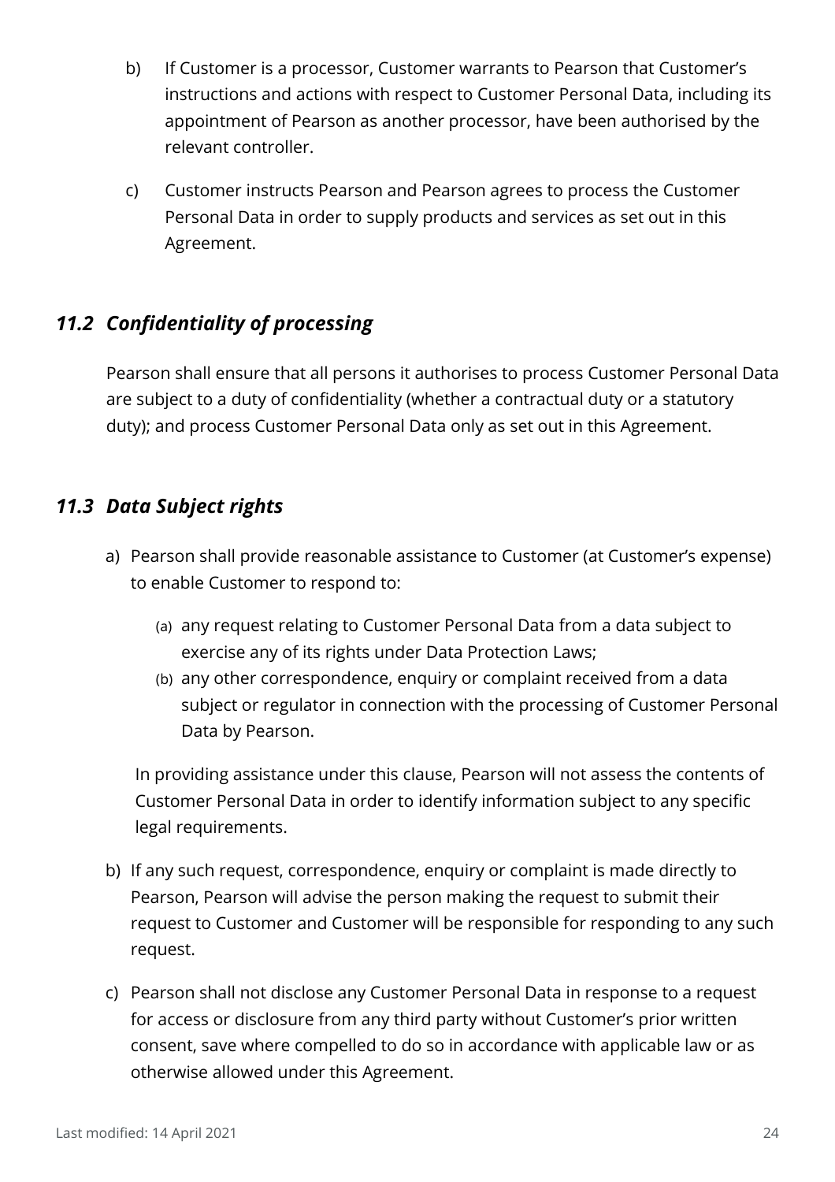b) If Customer is a processor, Customer warrants to Pearson that Customer's instructions and actions with respect to Customer Personal Data, including its appointment of Pearson as another processor, have been authorised by the relevant controller.

c) Customer instructs Pearson and Pearson agrees to process the Customer Personal Data in order to supply products and services as set out in this Agreement.

### *11.2 Confidentiality of processing*

Pearson shall ensure that all persons it authorises to process Customer Personal Data are subject to a duty of confidentiality (whether a contractual duty or a statutory duty); and process Customer Personal Data only as set out in this Agreement.

### *11.3 Data Subject rights*

a) Pearson shall provide reasonable assistance to Customer (at Customer's expense) to enable Customer to respond to:

   (a) any request relating to Customer Personal Data from a data subject to exercise any of its rights under Data Protection Laws;

   (b) any other correspondence, enquiry or complaint received from a data subject or regulator in connection with the processing of Customer Personal Data by Pearson.

   In providing assistance under this clause, Pearson will not assess the contents of Customer Personal Data in order to identify information subject to any specific legal requirements.

b) If any such request, correspondence, enquiry or complaint is made directly to Pearson, Pearson will advise the person making the request to submit their request to Customer and Customer will be responsible for responding to any such request.

c) Pearson shall not disclose any Customer Personal Data in response to a request for access or disclosure from any third party without Customer's prior written consent, save where compelled to do so in accordance with applicable law or as otherwise allowed under this Agreement.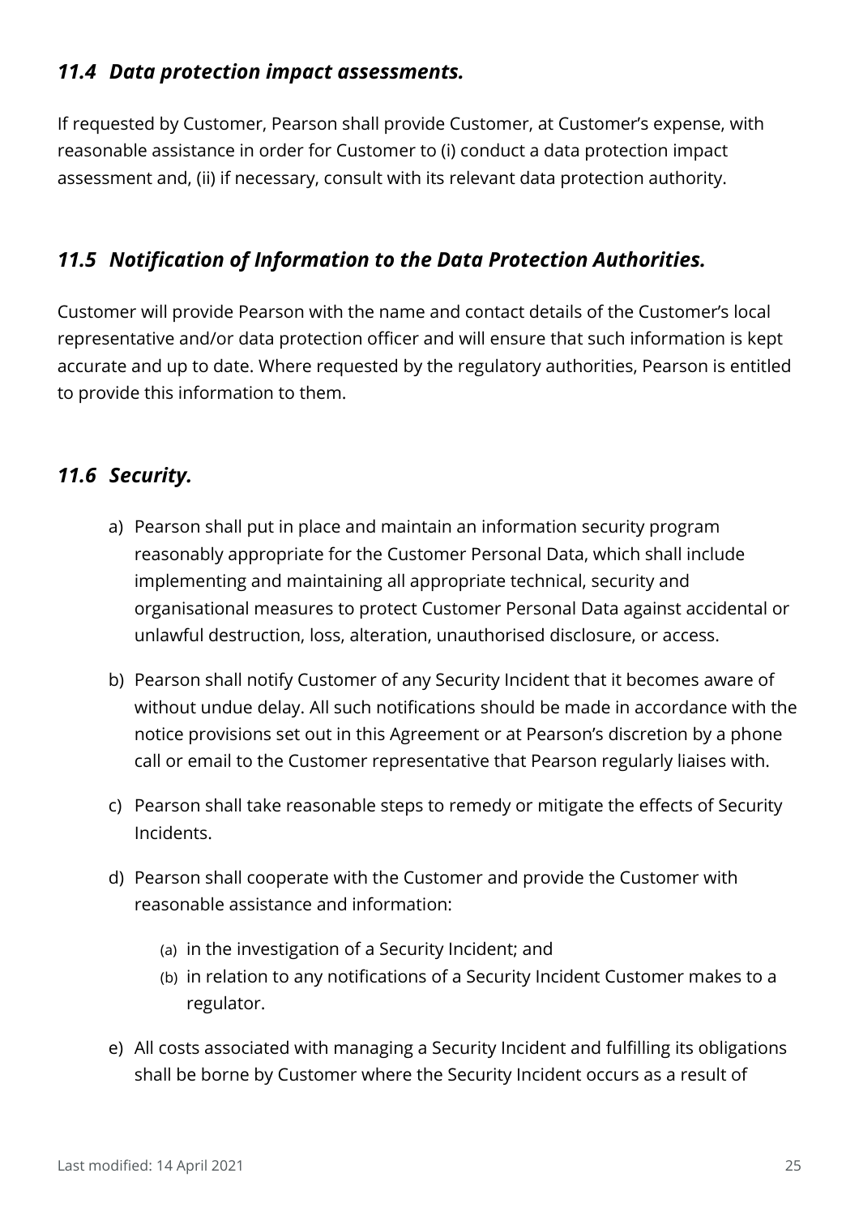### *11.4 Data protection impact assessments.*

If requested by Customer, Pearson shall provide Customer, at Customer's expense, with reasonable assistance in order for Customer to (i) conduct a data protection impact assessment and, (ii) if necessary, consult with its relevant data protection authority.

### *11.5 Notification of Information to the Data Protection Authorities.*

Customer will provide Pearson with the name and contact details of the Customer's local representative and/or data protection officer and will ensure that such information is kept accurate and up to date. Where requested by the regulatory authorities, Pearson is entitled to provide this information to them.

### *11.6 Security.*

a) Pearson shall put in place and maintain an information security program reasonably appropriate for the Customer Personal Data, which shall include implementing and maintaining all appropriate technical, security and organisational measures to protect Customer Personal Data against accidental or unlawful destruction, loss, alteration, unauthorised disclosure, or access.

b) Pearson shall notify Customer of any Security Incident that it becomes aware of without undue delay. All such notifications should be made in accordance with the notice provisions set out in this Agreement or at Pearson's discretion by a phone call or email to the Customer representative that Pearson regularly liaises with.

c) Pearson shall take reasonable steps to remedy or mitigate the effects of Security Incidents.

d) Pearson shall cooperate with the Customer and provide the Customer with reasonable assistance and information:

   (a) in the investigation of a Security Incident; and
   (b) in relation to any notifications of a Security Incident Customer makes to a regulator.

e) All costs associated with managing a Security Incident and fulfilling its obligations shall be borne by Customer where the Security Incident occurs as a result of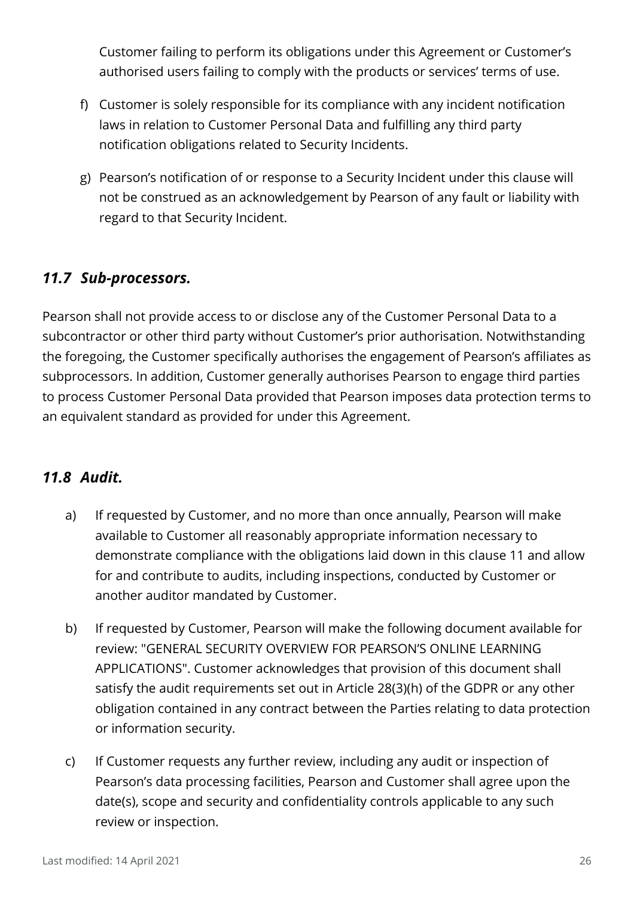Customer failing to perform its obligations under this Agreement or Customer's authorised users failing to comply with the products or services' terms of use.

f) Customer is solely responsible for its compliance with any incident notification laws in relation to Customer Personal Data and fulfilling any third party notification obligations related to Security Incidents.

g) Pearson's notification of or response to a Security Incident under this clause will not be construed as an acknowledgement by Pearson of any fault or liability with regard to that Security Incident.

### *11.7 Sub-processors.*

Pearson shall not provide access to or disclose any of the Customer Personal Data to a subcontractor or other third party without Customer's prior authorisation. Notwithstanding the foregoing, the Customer specifically authorises the engagement of Pearson's affiliates as subprocessors. In addition, Customer generally authorises Pearson to engage third parties to process Customer Personal Data provided that Pearson imposes data protection terms to an equivalent standard as provided for under this Agreement.

### *11.8 Audit.*

a) If requested by Customer, and no more than once annually, Pearson will make available to Customer all reasonably appropriate information necessary to demonstrate compliance with the obligations laid down in this clause 11 and allow for and contribute to audits, including inspections, conducted by Customer or another auditor mandated by Customer.

b) If requested by Customer, Pearson will make the following document available for review: "GENERAL SECURITY OVERVIEW FOR PEARSON'S ONLINE LEARNING APPLICATIONS". Customer acknowledges that provision of this document shall satisfy the audit requirements set out in Article 28(3)(h) of the GDPR or any other obligation contained in any contract between the Parties relating to data protection or information security.

c) If Customer requests any further review, including any audit or inspection of Pearson's data processing facilities, Pearson and Customer shall agree upon the date(s), scope and security and confidentiality controls applicable to any such review or inspection.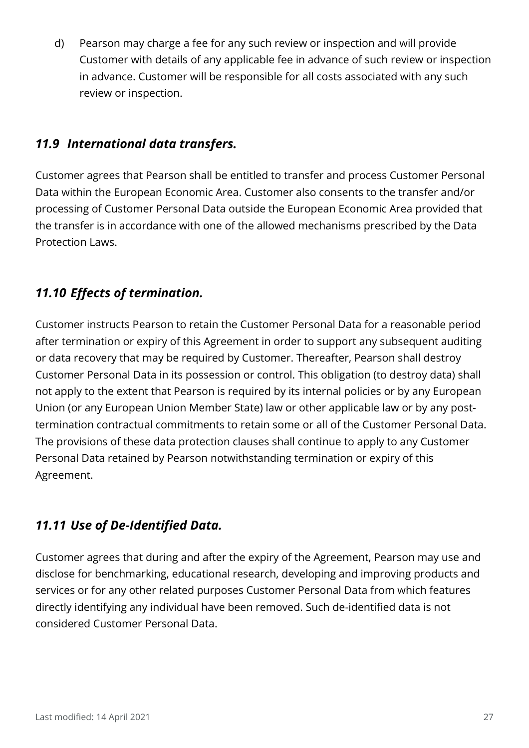d) Pearson may charge a fee for any such review or inspection and will provide Customer with details of any applicable fee in advance of such review or inspection in advance. Customer will be responsible for all costs associated with any such review or inspection.

### *11.9 International data transfers.*

Customer agrees that Pearson shall be entitled to transfer and process Customer Personal Data within the European Economic Area. Customer also consents to the transfer and/or processing of Customer Personal Data outside the European Economic Area provided that the transfer is in accordance with one of the allowed mechanisms prescribed by the Data Protection Laws.

### *11.10 Effects of termination.*

Customer instructs Pearson to retain the Customer Personal Data for a reasonable period after termination or expiry of this Agreement in order to support any subsequent auditing or data recovery that may be required by Customer. Thereafter, Pearson shall destroy Customer Personal Data in its possession or control. This obligation (to destroy data) shall not apply to the extent that Pearson is required by its internal policies or by any European Union (or any European Union Member State) law or other applicable law or by any post-termination contractual commitments to retain some or all of the Customer Personal Data. The provisions of these data protection clauses shall continue to apply to any Customer Personal Data retained by Pearson notwithstanding termination or expiry of this Agreement.

### *11.11 Use of De-Identified Data.*

Customer agrees that during and after the expiry of the Agreement, Pearson may use and disclose for benchmarking, educational research, developing and improving products and services or for any other related purposes Customer Personal Data from which features directly identifying any individual have been removed. Such de-identified data is not considered Customer Personal Data.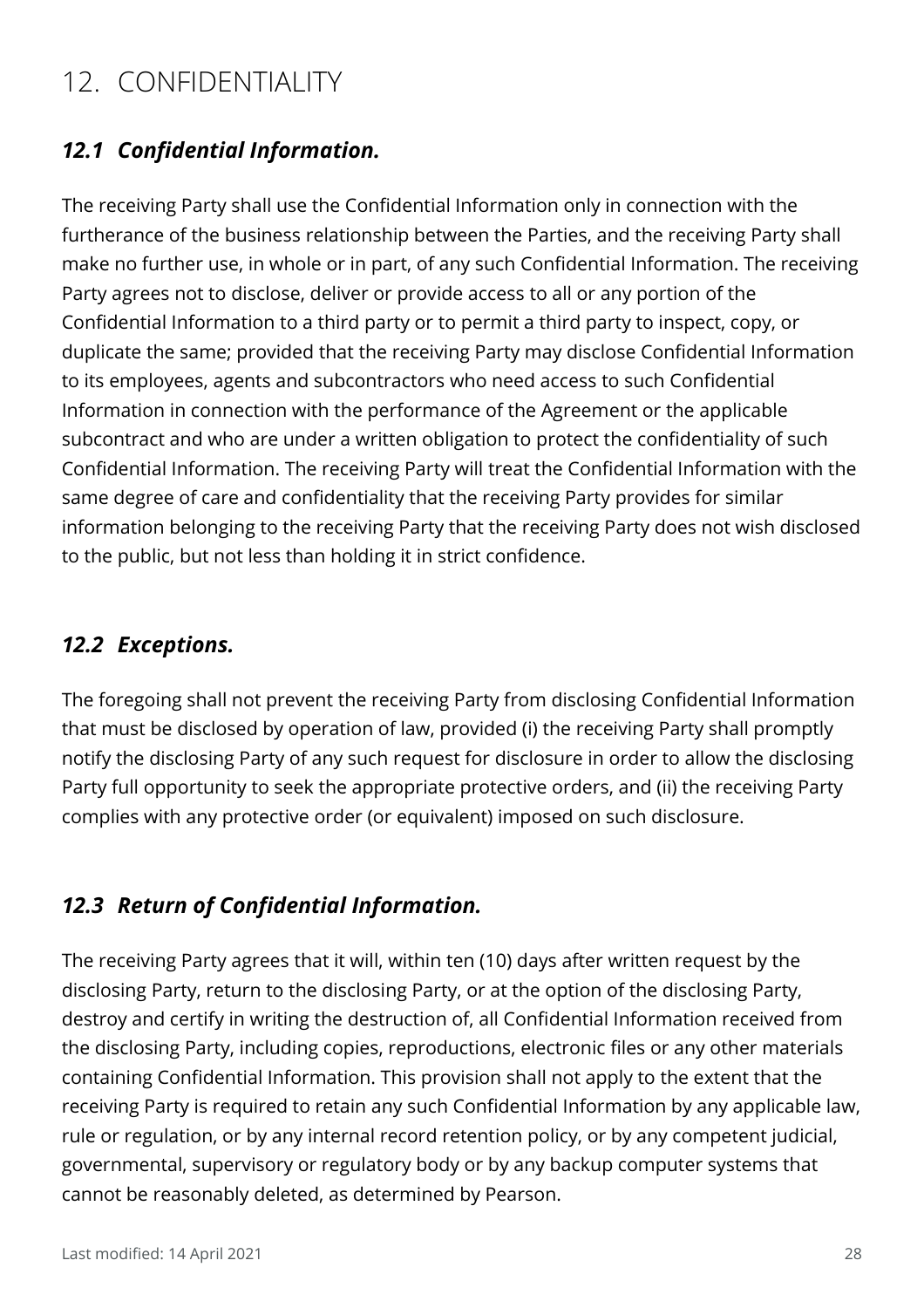# 12. CONFIDENTIALITY

### *12.1 Confidential Information.*

The receiving Party shall use the Confidential Information only in connection with the furtherance of the business relationship between the Parties, and the receiving Party shall make no further use, in whole or in part, of any such Confidential Information. The receiving Party agrees not to disclose, deliver or provide access to all or any portion of the Confidential Information to a third party or to permit a third party to inspect, copy, or duplicate the same; provided that the receiving Party may disclose Confidential Information to its employees, agents and subcontractors who need access to such Confidential Information in connection with the performance of the Agreement or the applicable subcontract and who are under a written obligation to protect the confidentiality of such Confidential Information. The receiving Party will treat the Confidential Information with the same degree of care and confidentiality that the receiving Party provides for similar information belonging to the receiving Party that the receiving Party does not wish disclosed to the public, but not less than holding it in strict confidence.

### *12.2 Exceptions.*

The foregoing shall not prevent the receiving Party from disclosing Confidential Information that must be disclosed by operation of law, provided (i) the receiving Party shall promptly notify the disclosing Party of any such request for disclosure in order to allow the disclosing Party full opportunity to seek the appropriate protective orders, and (ii) the receiving Party complies with any protective order (or equivalent) imposed on such disclosure.

### *12.3 Return of Confidential Information.*

The receiving Party agrees that it will, within ten (10) days after written request by the disclosing Party, return to the disclosing Party, or at the option of the disclosing Party, destroy and certify in writing the destruction of, all Confidential Information received from the disclosing Party, including copies, reproductions, electronic files or any other materials containing Confidential Information. This provision shall not apply to the extent that the receiving Party is required to retain any such Confidential Information by any applicable law, rule or regulation, or by any internal record retention policy, or by any competent judicial, governmental, supervisory or regulatory body or by any backup computer systems that cannot be reasonably deleted, as determined by Pearson.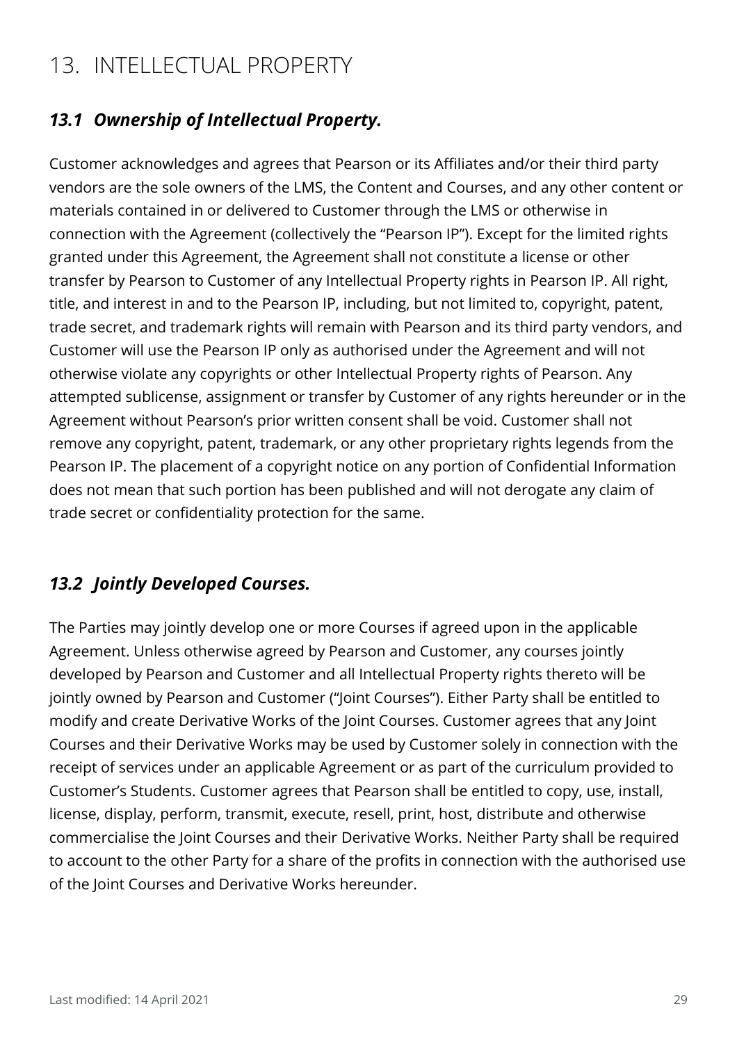# 13. INTELLECTUAL PROPERTY

### *13.1 Ownership of Intellectual Property.*

Customer acknowledges and agrees that Pearson or its Affiliates and/or their third party vendors are the sole owners of the LMS, the Content and Courses, and any other content or materials contained in or delivered to Customer through the LMS or otherwise in connection with the Agreement (collectively the "Pearson IP"). Except for the limited rights granted under this Agreement, the Agreement shall not constitute a license or other transfer by Pearson to Customer of any Intellectual Property rights in Pearson IP. All right, title, and interest in and to the Pearson IP, including, but not limited to, copyright, patent, trade secret, and trademark rights will remain with Pearson and its third party vendors, and Customer will use the Pearson IP only as authorised under the Agreement and will not otherwise violate any copyrights or other Intellectual Property rights of Pearson. Any attempted sublicense, assignment or transfer by Customer of any rights hereunder or in the Agreement without Pearson's prior written consent shall be void. Customer shall not remove any copyright, patent, trademark, or any other proprietary rights legends from the Pearson IP. The placement of a copyright notice on any portion of Confidential Information does not mean that such portion has been published and will not derogate any claim of trade secret or confidentiality protection for the same.

### *13.2 Jointly Developed Courses.*

The Parties may jointly develop one or more Courses if agreed upon in the applicable Agreement. Unless otherwise agreed by Pearson and Customer, any courses jointly developed by Pearson and Customer and all Intellectual Property rights thereto will be jointly owned by Pearson and Customer ("Joint Courses"). Either Party shall be entitled to modify and create Derivative Works of the Joint Courses. Customer agrees that any Joint Courses and their Derivative Works may be used by Customer solely in connection with the receipt of services under an applicable Agreement or as part of the curriculum provided to Customer's Students. Customer agrees that Pearson shall be entitled to copy, use, install, license, display, perform, transmit, execute, resell, print, host, distribute and otherwise commercialise the Joint Courses and their Derivative Works. Neither Party shall be required to account to the other Party for a share of the profits in connection with the authorised use of the Joint Courses and Derivative Works hereunder.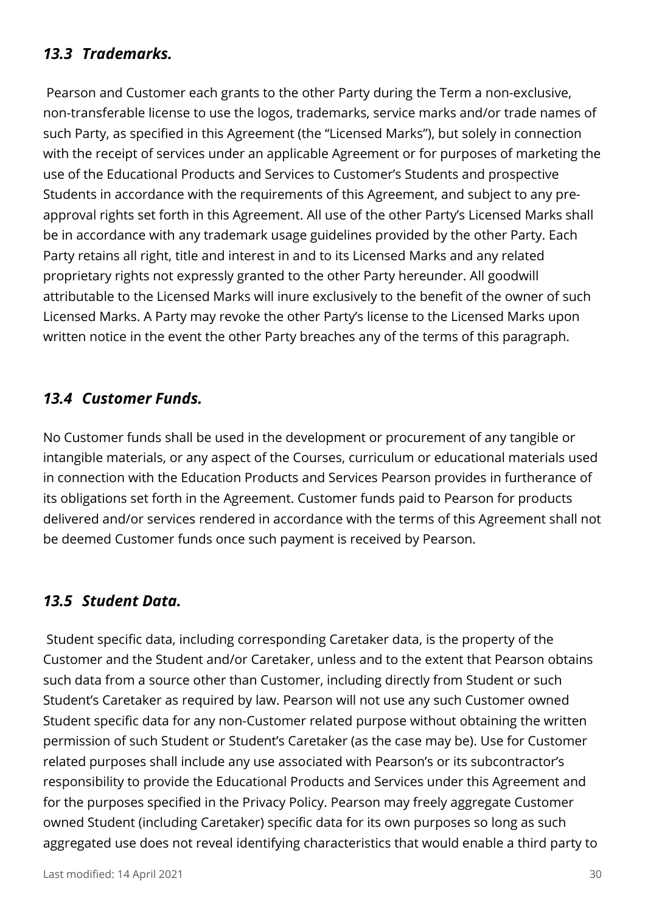### *13.3 Trademarks.*

Pearson and Customer each grants to the other Party during the Term a non-exclusive, non-transferable license to use the logos, trademarks, service marks and/or trade names of such Party, as specified in this Agreement (the "Licensed Marks"), but solely in connection with the receipt of services under an applicable Agreement or for purposes of marketing the use of the Educational Products and Services to Customer's Students and prospective Students in accordance with the requirements of this Agreement, and subject to any pre-approval rights set forth in this Agreement. All use of the other Party's Licensed Marks shall be in accordance with any trademark usage guidelines provided by the other Party. Each Party retains all right, title and interest in and to its Licensed Marks and any related proprietary rights not expressly granted to the other Party hereunder. All goodwill attributable to the Licensed Marks will inure exclusively to the benefit of the owner of such Licensed Marks. A Party may revoke the other Party's license to the Licensed Marks upon written notice in the event the other Party breaches any of the terms of this paragraph.

### *13.4 Customer Funds.*

No Customer funds shall be used in the development or procurement of any tangible or intangible materials, or any aspect of the Courses, curriculum or educational materials used in connection with the Education Products and Services Pearson provides in furtherance of its obligations set forth in the Agreement. Customer funds paid to Pearson for products delivered and/or services rendered in accordance with the terms of this Agreement shall not be deemed Customer funds once such payment is received by Pearson.

### *13.5 Student Data.*

Student specific data, including corresponding Caretaker data, is the property of the Customer and the Student and/or Caretaker, unless and to the extent that Pearson obtains such data from a source other than Customer, including directly from Student or such Student's Caretaker as required by law. Pearson will not use any such Customer owned Student specific data for any non-Customer related purpose without obtaining the written permission of such Student or Student's Caretaker (as the case may be). Use for Customer related purposes shall include any use associated with Pearson's or its subcontractor's responsibility to provide the Educational Products and Services under this Agreement and for the purposes specified in the Privacy Policy. Pearson may freely aggregate Customer owned Student (including Caretaker) specific data for its own purposes so long as such aggregated use does not reveal identifying characteristics that would enable a third party to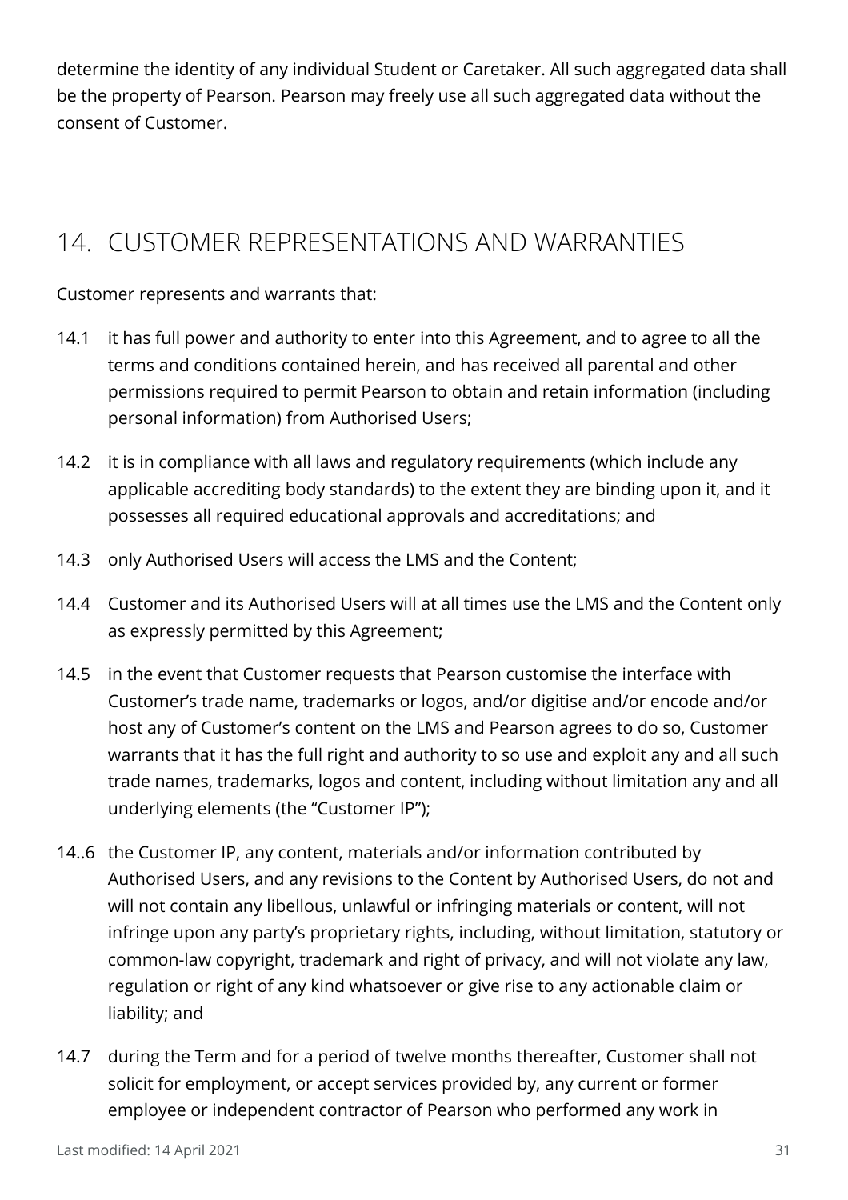determine the identity of any individual Student or Caretaker. All such aggregated data shall be the property of Pearson. Pearson may freely use all such aggregated data without the consent of Customer.

## 14. CUSTOMER REPRESENTATIONS AND WARRANTIES

Customer represents and warrants that:

14.1 it has full power and authority to enter into this Agreement, and to agree to all the terms and conditions contained herein, and has received all parental and other permissions required to permit Pearson to obtain and retain information (including personal information) from Authorised Users;

14.2 it is in compliance with all laws and regulatory requirements (which include any applicable accrediting body standards) to the extent they are binding upon it, and it possesses all required educational approvals and accreditations; and

14.3 only Authorised Users will access the LMS and the Content;

14.4 Customer and its Authorised Users will at all times use the LMS and the Content only as expressly permitted by this Agreement;

14.5 in the event that Customer requests that Pearson customise the interface with Customer's trade name, trademarks or logos, and/or digitise and/or encode and/or host any of Customer's content on the LMS and Pearson agrees to do so, Customer warrants that it has the full right and authority to so use and exploit any and all such trade names, trademarks, logos and content, including without limitation any and all underlying elements (the "Customer IP");

14..6 the Customer IP, any content, materials and/or information contributed by Authorised Users, and any revisions to the Content by Authorised Users, do not and will not contain any libellous, unlawful or infringing materials or content, will not infringe upon any party's proprietary rights, including, without limitation, statutory or common-law copyright, trademark and right of privacy, and will not violate any law, regulation or right of any kind whatsoever or give rise to any actionable claim or liability; and

14.7 during the Term and for a period of twelve months thereafter, Customer shall not solicit for employment, or accept services provided by, any current or former employee or independent contractor of Pearson who performed any work in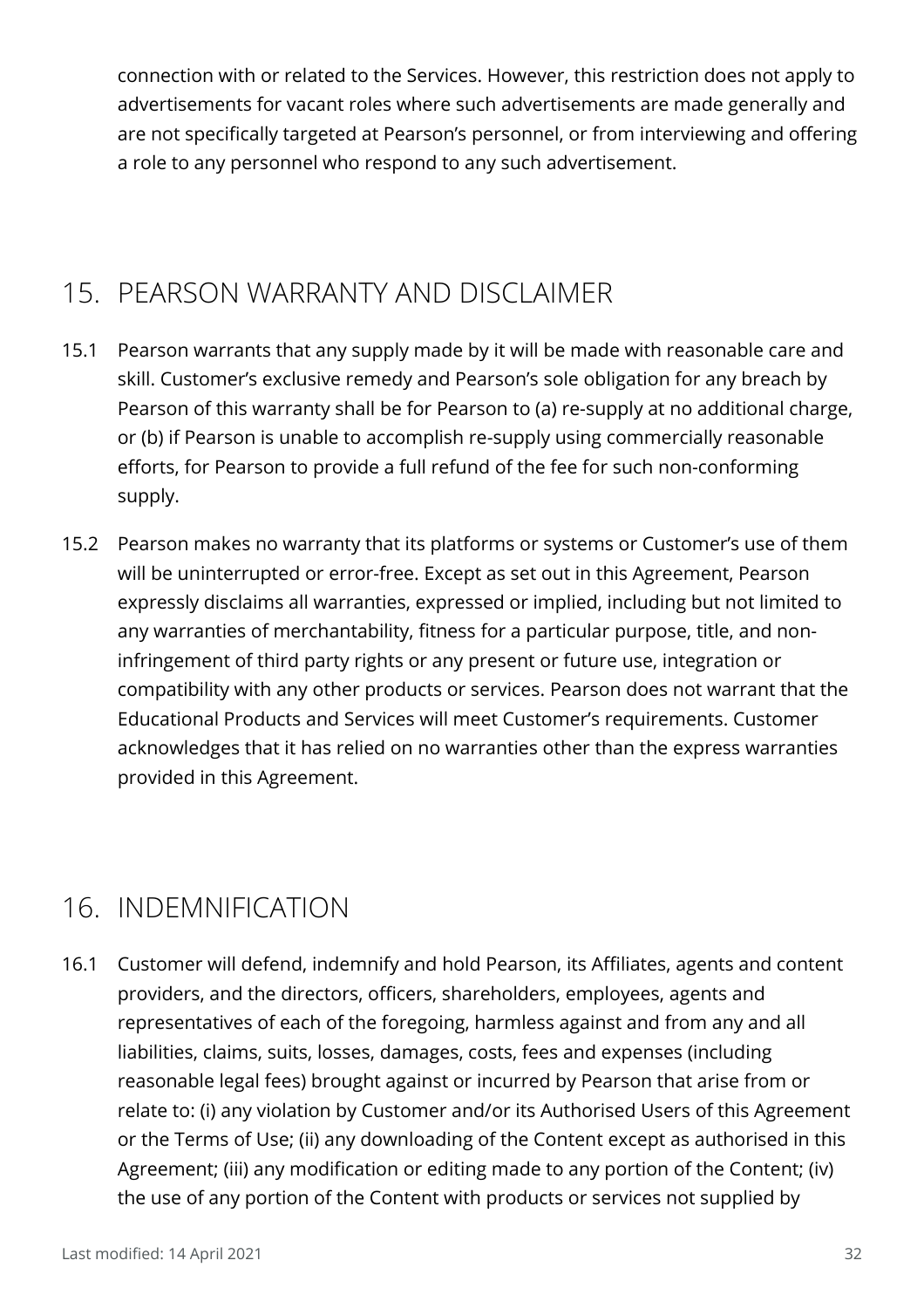connection with or related to the Services. However, this restriction does not apply to advertisements for vacant roles where such advertisements are made generally and are not specifically targeted at Pearson's personnel, or from interviewing and offering a role to any personnel who respond to any such advertisement.

## 15. PEARSON WARRANTY AND DISCLAIMER

15.1 Pearson warrants that any supply made by it will be made with reasonable care and skill. Customer's exclusive remedy and Pearson's sole obligation for any breach by Pearson of this warranty shall be for Pearson to (a) re-supply at no additional charge, or (b) if Pearson is unable to accomplish re-supply using commercially reasonable efforts, for Pearson to provide a full refund of the fee for such non-conforming supply.

15.2 Pearson makes no warranty that its platforms or systems or Customer's use of them will be uninterrupted or error-free. Except as set out in this Agreement, Pearson expressly disclaims all warranties, expressed or implied, including but not limited to any warranties of merchantability, fitness for a particular purpose, title, and non-infringement of third party rights or any present or future use, integration or compatibility with any other products or services. Pearson does not warrant that the Educational Products and Services will meet Customer's requirements. Customer acknowledges that it has relied on no warranties other than the express warranties provided in this Agreement.

## 16. INDEMNIFICATION

16.1 Customer will defend, indemnify and hold Pearson, its Affiliates, agents and content providers, and the directors, officers, shareholders, employees, agents and representatives of each of the foregoing, harmless against and from any and all liabilities, claims, suits, losses, damages, costs, fees and expenses (including reasonable legal fees) brought against or incurred by Pearson that arise from or relate to: (i) any violation by Customer and/or its Authorised Users of this Agreement or the Terms of Use; (ii) any downloading of the Content except as authorised in this Agreement; (iii) any modification or editing made to any portion of the Content; (iv) the use of any portion of the Content with products or services not supplied by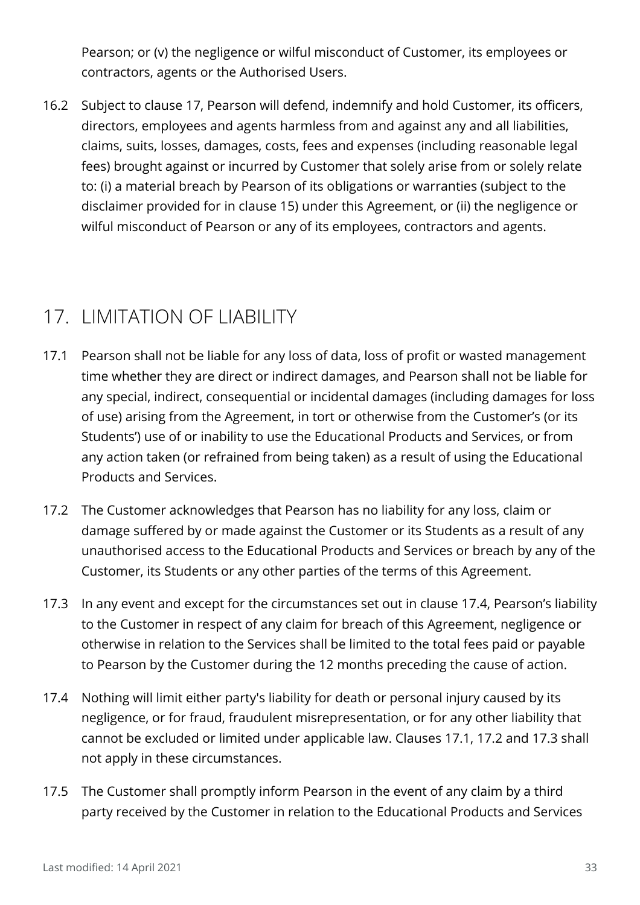Pearson; or (v) the negligence or wilful misconduct of Customer, its employees or contractors, agents or the Authorised Users.

16.2 Subject to clause 17, Pearson will defend, indemnify and hold Customer, its officers, directors, employees and agents harmless from and against any and all liabilities, claims, suits, losses, damages, costs, fees and expenses (including reasonable legal fees) brought against or incurred by Customer that solely arise from or solely relate to: (i) a material breach by Pearson of its obligations or warranties (subject to the disclaimer provided for in clause 15) under this Agreement, or (ii) the negligence or wilful misconduct of Pearson or any of its employees, contractors and agents.

## 17. LIMITATION OF LIABILITY

17.1 Pearson shall not be liable for any loss of data, loss of profit or wasted management time whether they are direct or indirect damages, and Pearson shall not be liable for any special, indirect, consequential or incidental damages (including damages for loss of use) arising from the Agreement, in tort or otherwise from the Customer's (or its Students') use of or inability to use the Educational Products and Services, or from any action taken (or refrained from being taken) as a result of using the Educational Products and Services.

17.2 The Customer acknowledges that Pearson has no liability for any loss, claim or damage suffered by or made against the Customer or its Students as a result of any unauthorised access to the Educational Products and Services or breach by any of the Customer, its Students or any other parties of the terms of this Agreement.

17.3 In any event and except for the circumstances set out in clause 17.4, Pearson's liability to the Customer in respect of any claim for breach of this Agreement, negligence or otherwise in relation to the Services shall be limited to the total fees paid or payable to Pearson by the Customer during the 12 months preceding the cause of action.

17.4 Nothing will limit either party's liability for death or personal injury caused by its negligence, or for fraud, fraudulent misrepresentation, or for any other liability that cannot be excluded or limited under applicable law. Clauses 17.1, 17.2 and 17.3 shall not apply in these circumstances.

17.5 The Customer shall promptly inform Pearson in the event of any claim by a third party received by the Customer in relation to the Educational Products and Services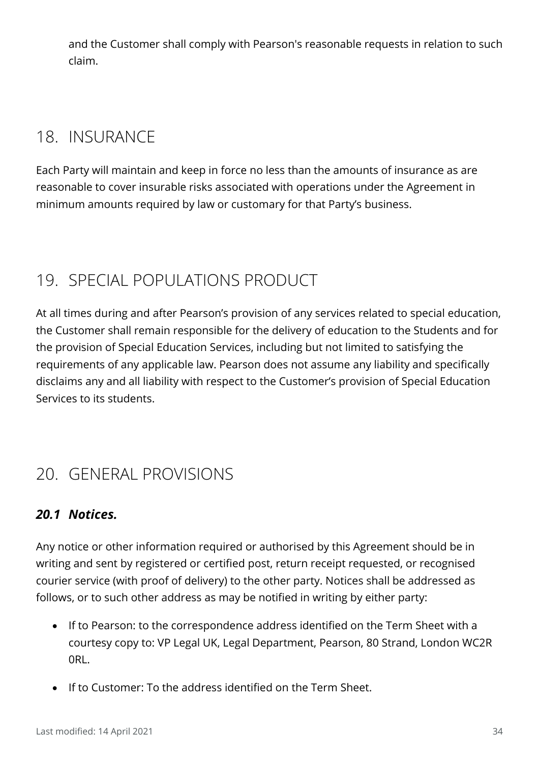and the Customer shall comply with Pearson's reasonable requests in relation to such claim.

## 18. INSURANCE

Each Party will maintain and keep in force no less than the amounts of insurance as are reasonable to cover insurable risks associated with operations under the Agreement in minimum amounts required by law or customary for that Party's business.

## 19. SPECIAL POPULATIONS PRODUCT

At all times during and after Pearson's provision of any services related to special education, the Customer shall remain responsible for the delivery of education to the Students and for the provision of Special Education Services, including but not limited to satisfying the requirements of any applicable law. Pearson does not assume any liability and specifically disclaims any and all liability with respect to the Customer's provision of Special Education Services to its students.

## 20. GENERAL PROVISIONS

### *20.1 Notices.*

Any notice or other information required or authorised by this Agreement should be in writing and sent by registered or certified post, return receipt requested, or recognised courier service (with proof of delivery) to the other party. Notices shall be addressed as follows, or to such other address as may be notified in writing by either party:

- If to Pearson: to the correspondence address identified on the Term Sheet with a courtesy copy to: VP Legal UK, Legal Department, Pearson, 80 Strand, London WC2R 0RL.
- If to Customer: To the address identified on the Term Sheet.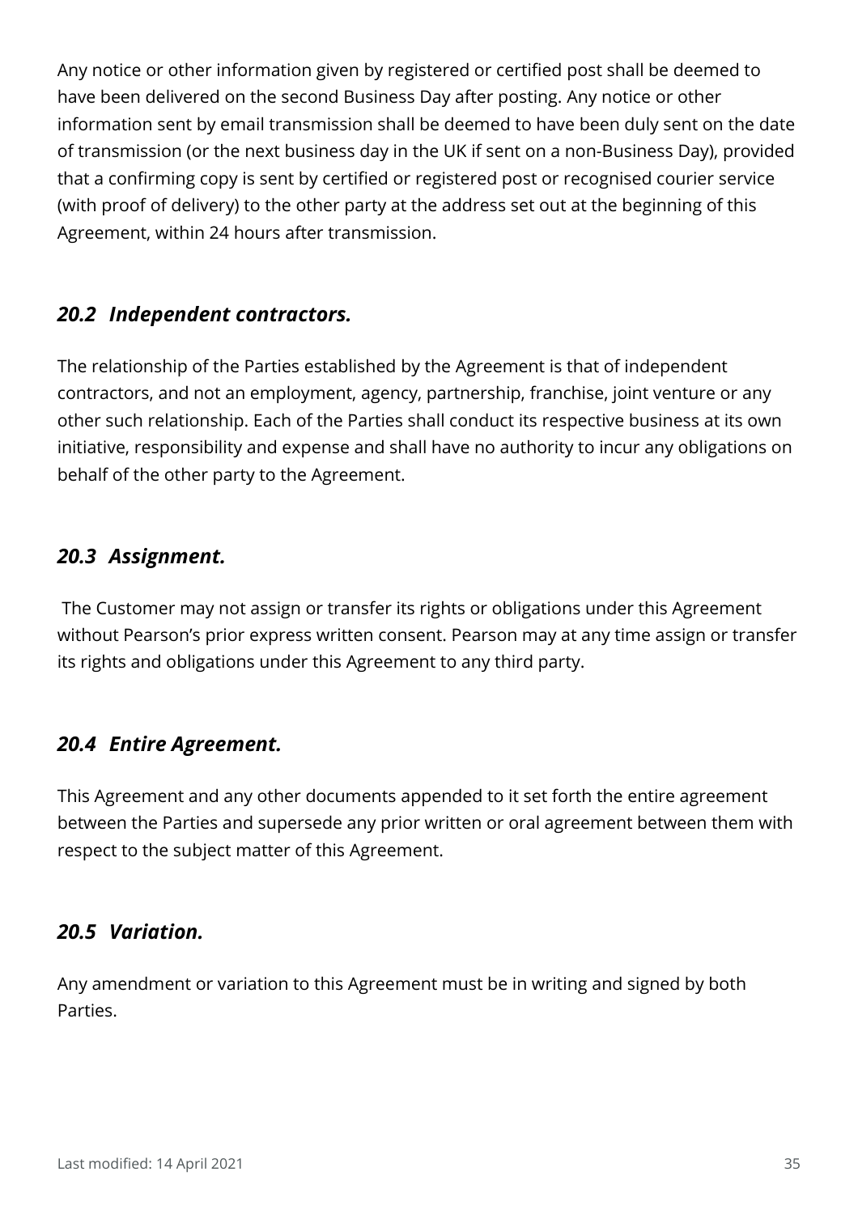Any notice or other information given by registered or certified post shall be deemed to have been delivered on the second Business Day after posting. Any notice or other information sent by email transmission shall be deemed to have been duly sent on the date of transmission (or the next business day in the UK if sent on a non-Business Day), provided that a confirming copy is sent by certified or registered post or recognised courier service (with proof of delivery) to the other party at the address set out at the beginning of this Agreement, within 24 hours after transmission.

### *20.2 Independent contractors.*

The relationship of the Parties established by the Agreement is that of independent contractors, and not an employment, agency, partnership, franchise, joint venture or any other such relationship. Each of the Parties shall conduct its respective business at its own initiative, responsibility and expense and shall have no authority to incur any obligations on behalf of the other party to the Agreement.

### *20.3 Assignment.*

The Customer may not assign or transfer its rights or obligations under this Agreement without Pearson's prior express written consent. Pearson may at any time assign or transfer its rights and obligations under this Agreement to any third party.

### *20.4 Entire Agreement.*

This Agreement and any other documents appended to it set forth the entire agreement between the Parties and supersede any prior written or oral agreement between them with respect to the subject matter of this Agreement.

### *20.5 Variation.*

Any amendment or variation to this Agreement must be in writing and signed by both Parties.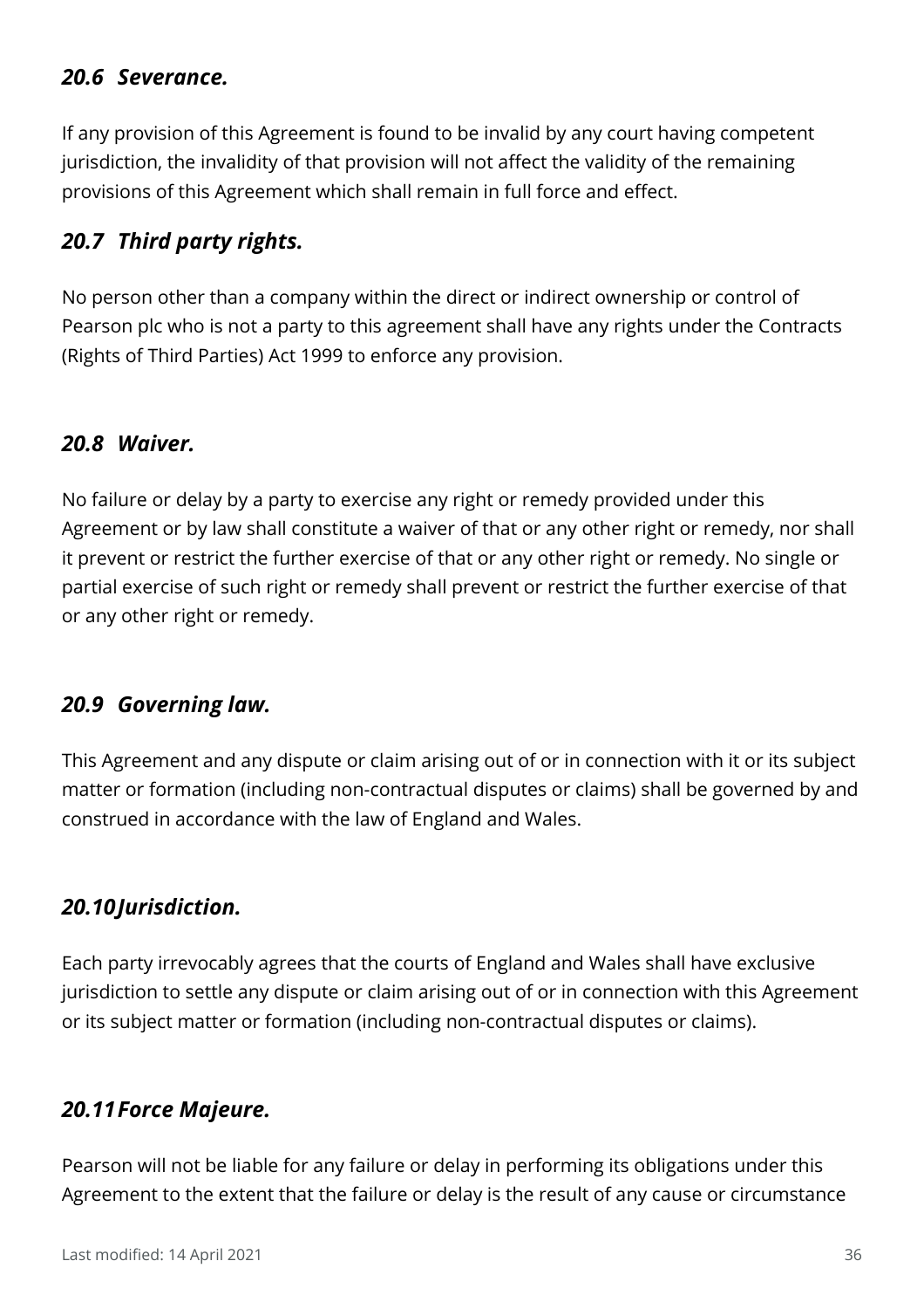### *20.6 Severance.*

If any provision of this Agreement is found to be invalid by any court having competent jurisdiction, the invalidity of that provision will not affect the validity of the remaining provisions of this Agreement which shall remain in full force and effect.

### *20.7 Third party rights.*

No person other than a company within the direct or indirect ownership or control of Pearson plc who is not a party to this agreement shall have any rights under the Contracts (Rights of Third Parties) Act 1999 to enforce any provision.

### *20.8 Waiver.*

No failure or delay by a party to exercise any right or remedy provided under this Agreement or by law shall constitute a waiver of that or any other right or remedy, nor shall it prevent or restrict the further exercise of that or any other right or remedy. No single or partial exercise of such right or remedy shall prevent or restrict the further exercise of that or any other right or remedy.

### *20.9 Governing law.*

This Agreement and any dispute or claim arising out of or in connection with it or its subject matter or formation (including non-contractual disputes or claims) shall be governed by and construed in accordance with the law of England and Wales.

### *20.10 Jurisdiction.*

Each party irrevocably agrees that the courts of England and Wales shall have exclusive jurisdiction to settle any dispute or claim arising out of or in connection with this Agreement or its subject matter or formation (including non-contractual disputes or claims).

### *20.11 Force Majeure.*

Pearson will not be liable for any failure or delay in performing its obligations under this Agreement to the extent that the failure or delay is the result of any cause or circumstance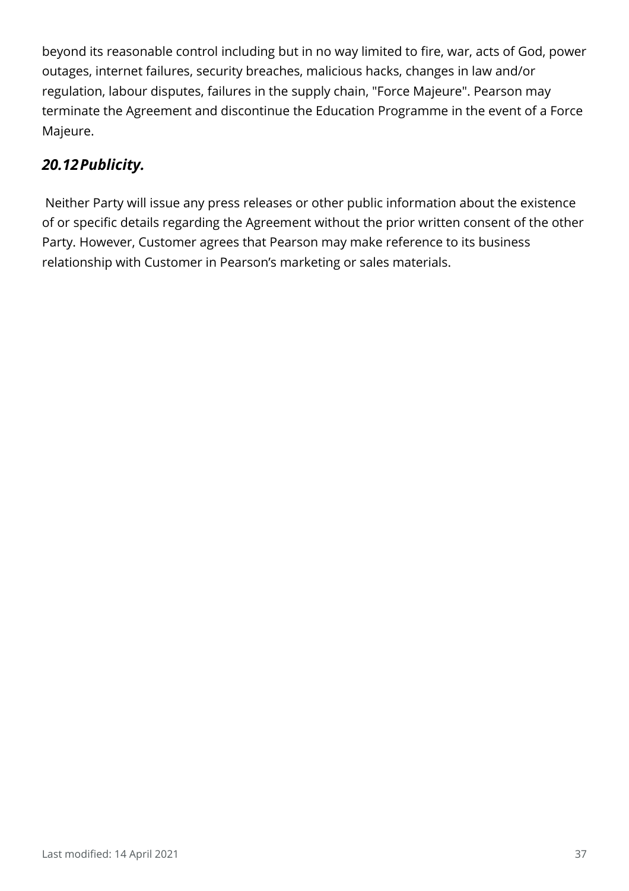beyond its reasonable control including but in no way limited to fire, war, acts of God, power outages, internet failures, security breaches, malicious hacks, changes in law and/or regulation, labour disputes, failures in the supply chain, "Force Majeure". Pearson may terminate the Agreement and discontinue the Education Programme in the event of a Force Majeure.

### *20.12 Publicity.*

Neither Party will issue any press releases or other public information about the existence of or specific details regarding the Agreement without the prior written consent of the other Party. However, Customer agrees that Pearson may make reference to its business relationship with Customer in Pearson's marketing or sales materials.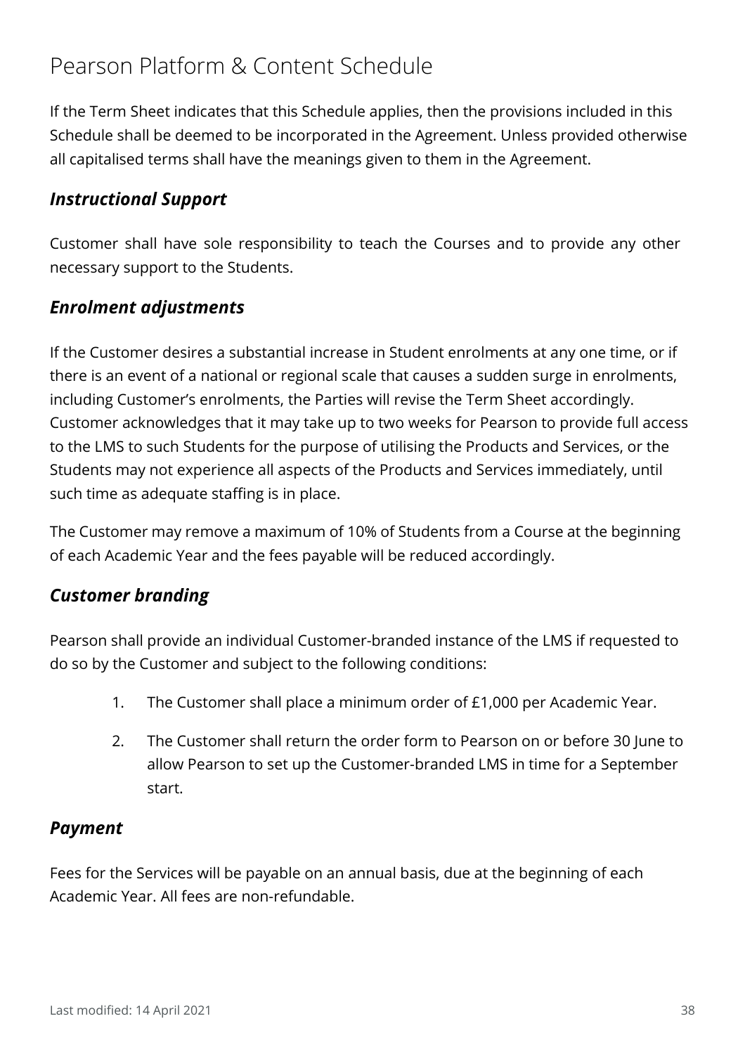# Pearson Platform & Content Schedule

If the Term Sheet indicates that this Schedule applies, then the provisions included in this Schedule shall be deemed to be incorporated in the Agreement. Unless provided otherwise all capitalised terms shall have the meanings given to them in the Agreement.

### *Instructional Support*

Customer shall have sole responsibility to teach the Courses and to provide any other necessary support to the Students.

### *Enrolment adjustments*

If the Customer desires a substantial increase in Student enrolments at any one time, or if there is an event of a national or regional scale that causes a sudden surge in enrolments, including Customer's enrolments, the Parties will revise the Term Sheet accordingly. Customer acknowledges that it may take up to two weeks for Pearson to provide full access to the LMS to such Students for the purpose of utilising the Products and Services, or the Students may not experience all aspects of the Products and Services immediately, until such time as adequate staffing is in place.

The Customer may remove a maximum of 10% of Students from a Course at the beginning of each Academic Year and the fees payable will be reduced accordingly.

### *Customer branding*

Pearson shall provide an individual Customer-branded instance of the LMS if requested to do so by the Customer and subject to the following conditions:

1. The Customer shall place a minimum order of £1,000 per Academic Year.
2. The Customer shall return the order form to Pearson on or before 30 June to allow Pearson to set up the Customer-branded LMS in time for a September start.

### *Payment*

Fees for the Services will be payable on an annual basis, due at the beginning of each Academic Year. All fees are non-refundable.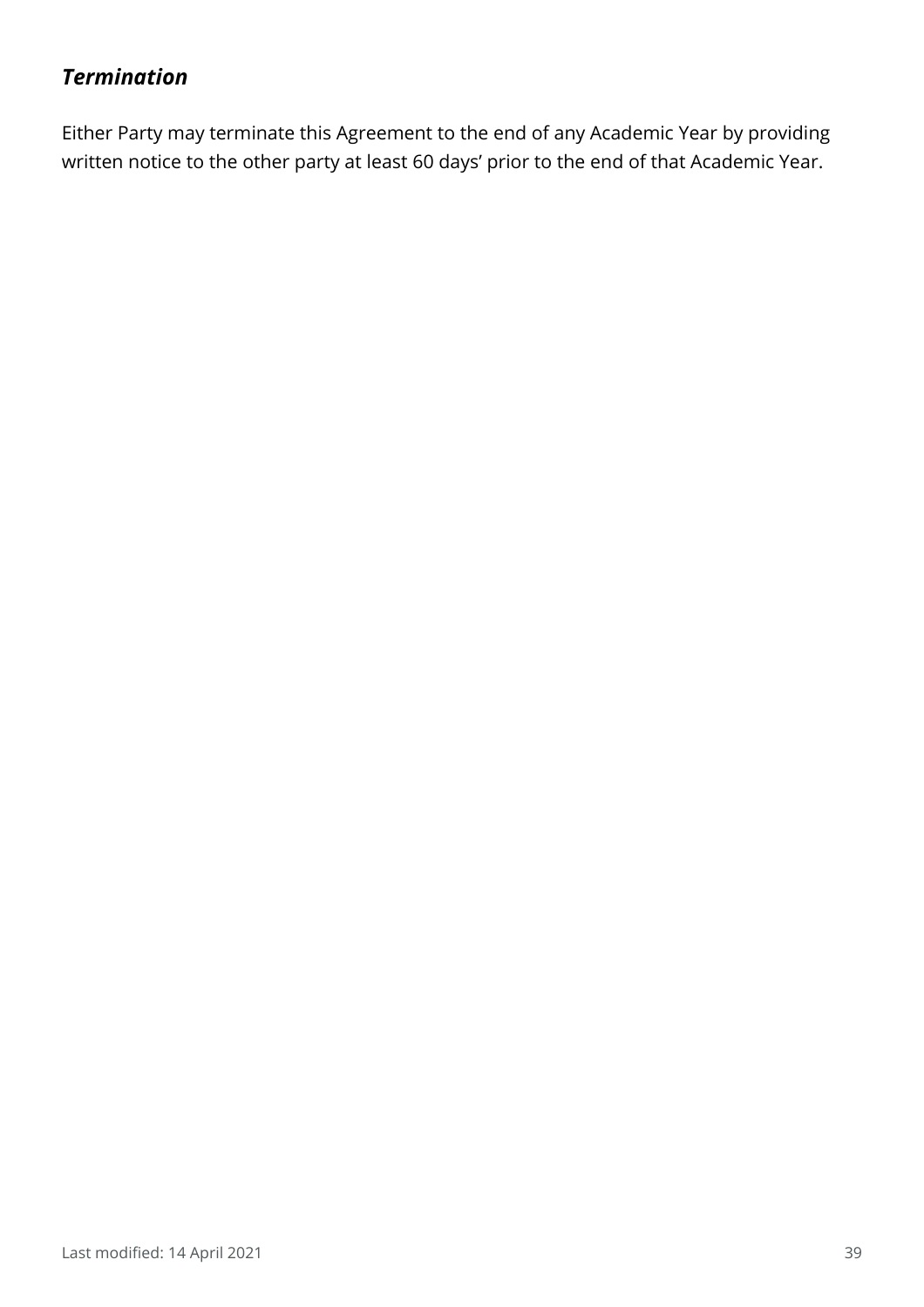### *Termination*

Either Party may terminate this Agreement to the end of any Academic Year by providing written notice to the other party at least 60 days' prior to the end of that Academic Year.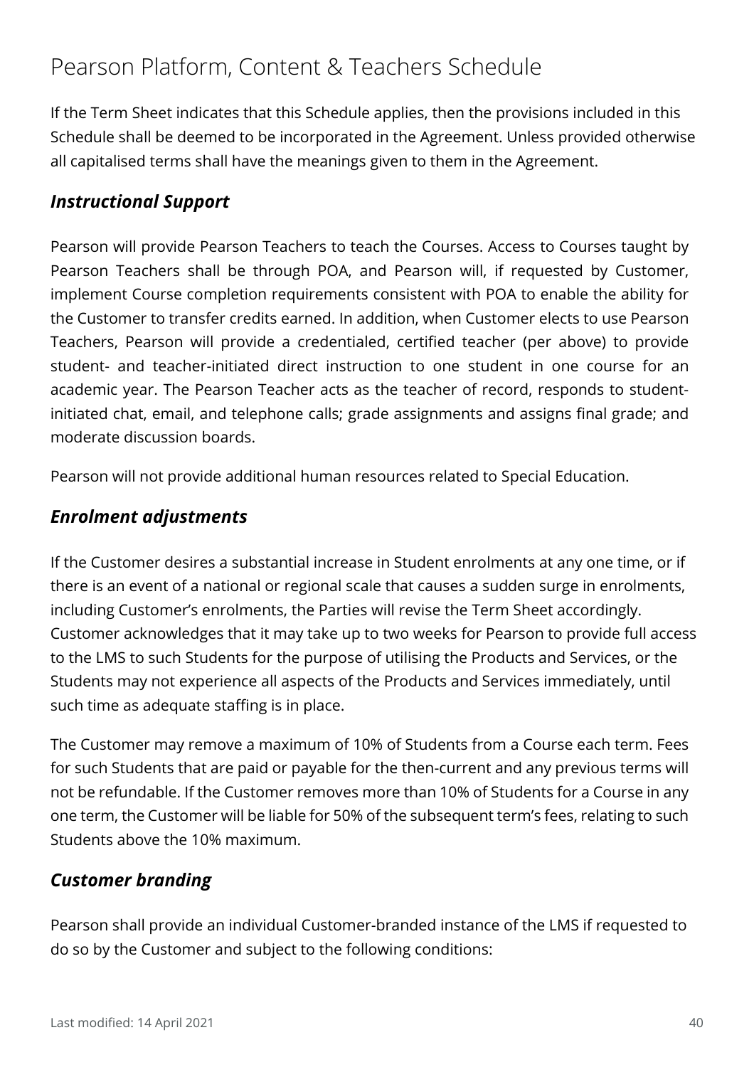# Pearson Platform, Content & Teachers Schedule

If the Term Sheet indicates that this Schedule applies, then the provisions included in this Schedule shall be deemed to be incorporated in the Agreement. Unless provided otherwise all capitalised terms shall have the meanings given to them in the Agreement.

### *Instructional Support*

Pearson will provide Pearson Teachers to teach the Courses. Access to Courses taught by Pearson Teachers shall be through POA, and Pearson will, if requested by Customer, implement Course completion requirements consistent with POA to enable the ability for the Customer to transfer credits earned. In addition, when Customer elects to use Pearson Teachers, Pearson will provide a credentialed, certified teacher (per above) to provide student- and teacher-initiated direct instruction to one student in one course for an academic year. The Pearson Teacher acts as the teacher of record, responds to student-initiated chat, email, and telephone calls; grade assignments and assigns final grade; and moderate discussion boards.

Pearson will not provide additional human resources related to Special Education.

### *Enrolment adjustments*

If the Customer desires a substantial increase in Student enrolments at any one time, or if there is an event of a national or regional scale that causes a sudden surge in enrolments, including Customer's enrolments, the Parties will revise the Term Sheet accordingly. Customer acknowledges that it may take up to two weeks for Pearson to provide full access to the LMS to such Students for the purpose of utilising the Products and Services, or the Students may not experience all aspects of the Products and Services immediately, until such time as adequate staffing is in place.

The Customer may remove a maximum of 10% of Students from a Course each term. Fees for such Students that are paid or payable for the then-current and any previous terms will not be refundable. If the Customer removes more than 10% of Students for a Course in any one term, the Customer will be liable for 50% of the subsequent term's fees, relating to such Students above the 10% maximum.

### *Customer branding*

Pearson shall provide an individual Customer-branded instance of the LMS if requested to do so by the Customer and subject to the following conditions: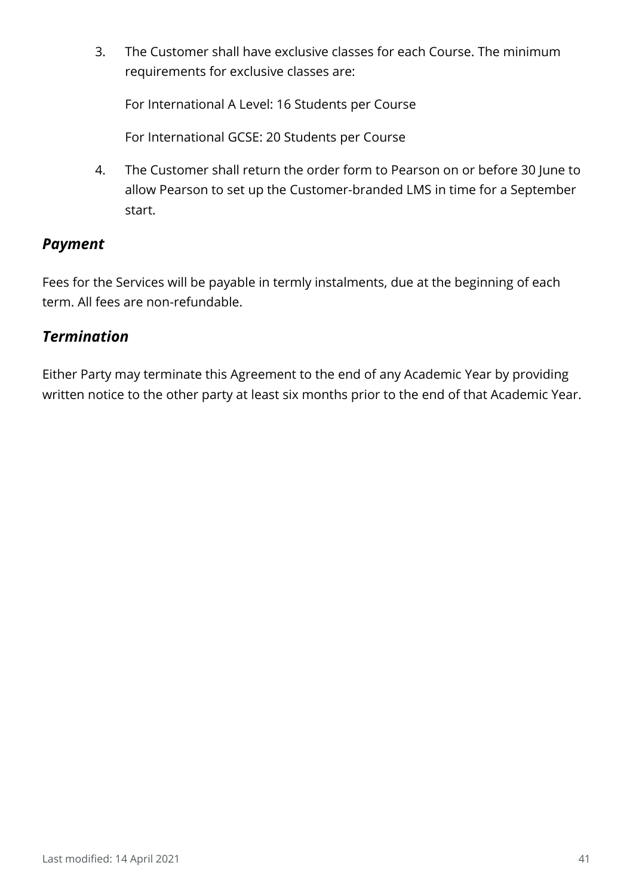3. The Customer shall have exclusive classes for each Course. The minimum requirements for exclusive classes are:

   For International A Level: 16 Students per Course

   For International GCSE: 20 Students per Course

4. The Customer shall return the order form to Pearson on or before 30 June to allow Pearson to set up the Customer-branded LMS in time for a September start.

### *Payment*

Fees for the Services will be payable in termly instalments, due at the beginning of each term. All fees are non-refundable.

### *Termination*

Either Party may terminate this Agreement to the end of any Academic Year by providing written notice to the other party at least six months prior to the end of that Academic Year.

Last modified: 14 April 2021